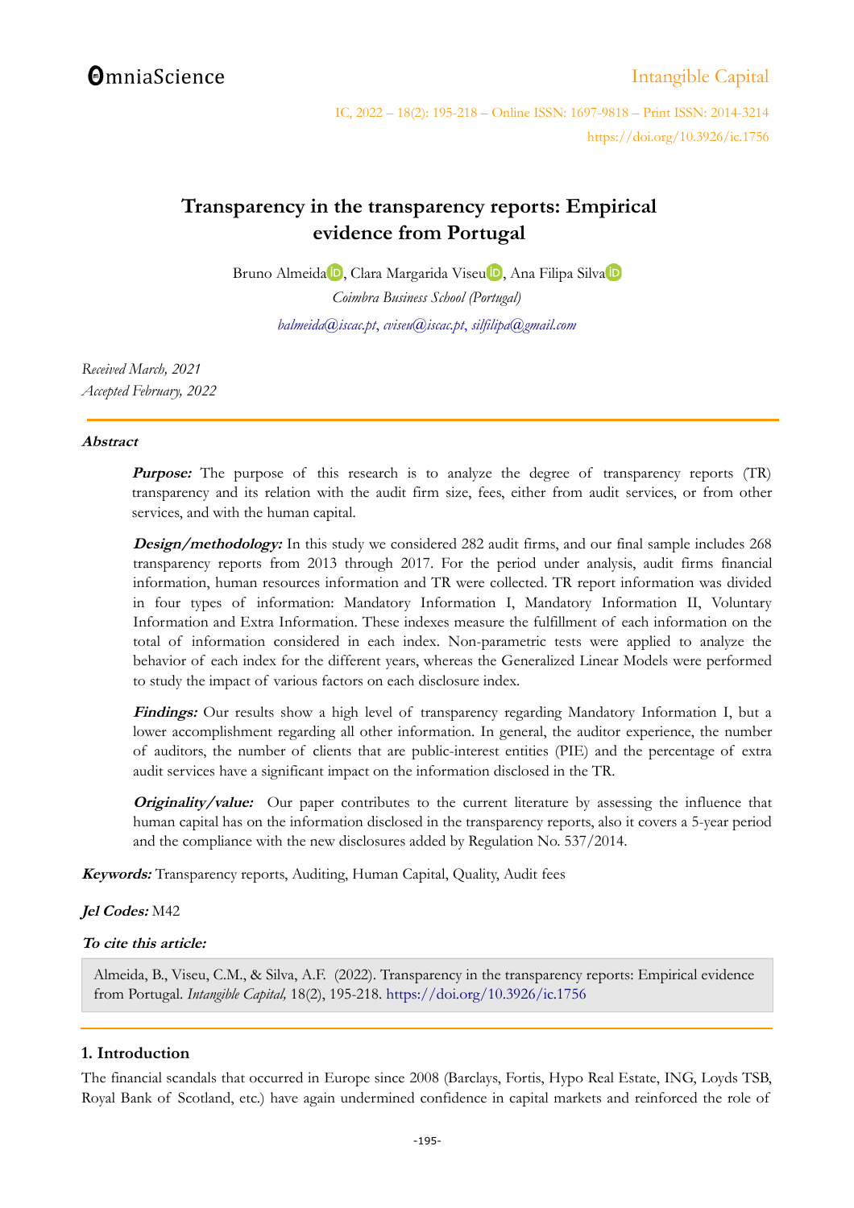OmniaScience

Intangible Capital

IC, 2022 – 18(2): 195-218 – Online ISSN: 1697-9818 – Print ISSN: 2014-3214
https://doi.org/10.3926/ic.1756

# Transparency in the transparency reports: Empirical evidence from Portugal

Bruno Almeida, Clara Margarida Viseu, Ana Filipa Silva

*Coimbra Business School (Portugal)*

*balmeida@iscac.pt, cviseu@iscac.pt, silfilipa@gmail.com*

*Received March, 2021*
*Accepted February, 2022*

---

### Abstract

**Purpose:** The purpose of this research is to analyze the degree of transparency reports (TR) transparency and its relation with the audit firm size, fees, either from audit services, or from other services, and with the human capital.

**Design/methodology:** In this study we considered 282 audit firms, and our final sample includes 268 transparency reports from 2013 through 2017. For the period under analysis, audit firms financial information, human resources information and TR were collected. TR report information was divided in four types of information: Mandatory Information I, Mandatory Information II, Voluntary Information and Extra Information. These indexes measure the fulfillment of each information on the total of information considered in each index. Non-parametric tests were applied to analyze the behavior of each index for the different years, whereas the Generalized Linear Models were performed to study the impact of various factors on each disclosure index.

**Findings:** Our results show a high level of transparency regarding Mandatory Information I, but a lower accomplishment regarding all other information. In general, the auditor experience, the number of auditors, the number of clients that are public-interest entities (PIE) and the percentage of extra audit services have a significant impact on the information disclosed in the TR.

**Originality/value:** Our paper contributes to the current literature by assessing the influence that human capital has on the information disclosed in the transparency reports, also it covers a 5-year period and the compliance with the new disclosures added by Regulation No. 537/2014.

**Keywords:** Transparency reports, Auditing, Human Capital, Quality, Audit fees

**Jel Codes:** M42

**To cite this article:**

Almeida, B., Viseu, C.M., & Silva, A.F. (2022). Transparency in the transparency reports: Empirical evidence from Portugal. *Intangible Capital,* 18(2), 195-218. https://doi.org/10.3926/ic.1756

---

## 1. Introduction

The financial scandals that occurred in Europe since 2008 (Barclays, Fortis, Hypo Real Estate, ING, Loyds TSB, Royal Bank of Scotland, etc.) have again undermined confidence in capital markets and reinforced the role of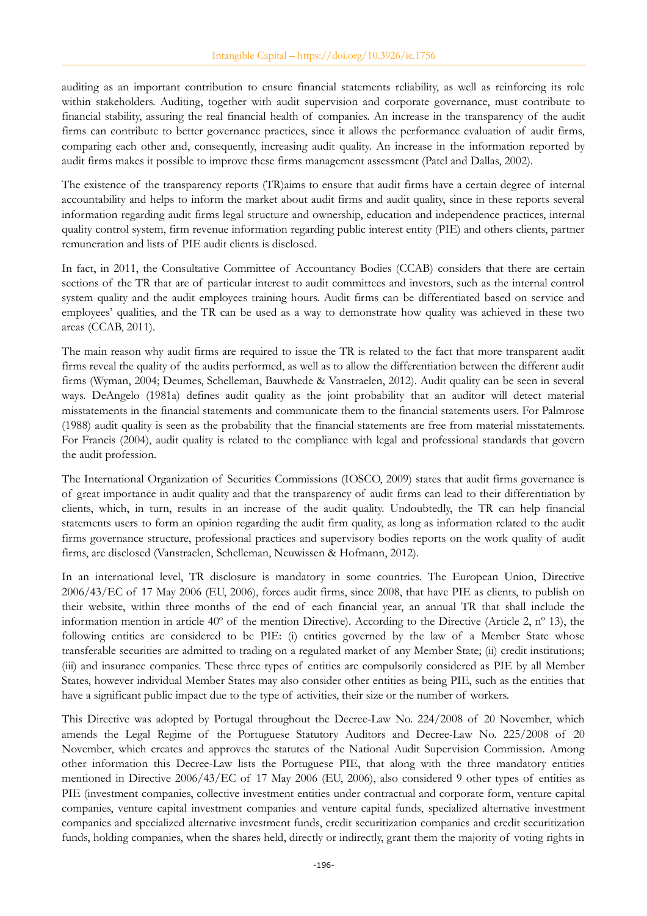auditing as an important contribution to ensure financial statements reliability, as well as reinforcing its role within stakeholders. Auditing, together with audit supervision and corporate governance, must contribute to financial stability, assuring the real financial health of companies. An increase in the transparency of the audit firms can contribute to better governance practices, since it allows the performance evaluation of audit firms, comparing each other and, consequently, increasing audit quality. An increase in the information reported by audit firms makes it possible to improve these firms management assessment (Patel and Dallas, 2002).

The existence of the transparency reports (TR)aims to ensure that audit firms have a certain degree of internal accountability and helps to inform the market about audit firms and audit quality, since in these reports several information regarding audit firms legal structure and ownership, education and independence practices, internal quality control system, firm revenue information regarding public interest entity (PIE) and others clients, partner remuneration and lists of PIE audit clients is disclosed.

In fact, in 2011, the Consultative Committee of Accountancy Bodies (CCAB) considers that there are certain sections of the TR that are of particular interest to audit committees and investors, such as the internal control system quality and the audit employees training hours. Audit firms can be differentiated based on service and employees' qualities, and the TR can be used as a way to demonstrate how quality was achieved in these two areas (CCAB, 2011).

The main reason why audit firms are required to issue the TR is related to the fact that more transparent audit firms reveal the quality of the audits performed, as well as to allow the differentiation between the different audit firms (Wyman, 2004; Deumes, Schelleman, Bauwhede & Vanstraelen, 2012). Audit quality can be seen in several ways. DeAngelo (1981a) defines audit quality as the joint probability that an auditor will detect material misstatements in the financial statements and communicate them to the financial statements users. For Palmrose (1988) audit quality is seen as the probability that the financial statements are free from material misstatements. For Francis (2004), audit quality is related to the compliance with legal and professional standards that govern the audit profession.

The International Organization of Securities Commissions (IOSCO, 2009) states that audit firms governance is of great importance in audit quality and that the transparency of audit firms can lead to their differentiation by clients, which, in turn, results in an increase of the audit quality. Undoubtedly, the TR can help financial statements users to form an opinion regarding the audit firm quality, as long as information related to the audit firms governance structure, professional practices and supervisory bodies reports on the work quality of audit firms, are disclosed (Vanstraelen, Schelleman, Neuwissen & Hofmann, 2012).

In an international level, TR disclosure is mandatory in some countries. The European Union, Directive 2006/43/EC of 17 May 2006 (EU, 2006), forces audit firms, since 2008, that have PIE as clients, to publish on their website, within three months of the end of each financial year, an annual TR that shall include the information mention in article 40º of the mention Directive). According to the Directive (Article 2, nº 13), the following entities are considered to be PIE: (i) entities governed by the law of a Member State whose transferable securities are admitted to trading on a regulated market of any Member State; (ii) credit institutions; (iii) and insurance companies. These three types of entities are compulsorily considered as PIE by all Member States, however individual Member States may also consider other entities as being PIE, such as the entities that have a significant public impact due to the type of activities, their size or the number of workers.

This Directive was adopted by Portugal throughout the Decree-Law No. 224/2008 of 20 November, which amends the Legal Regime of the Portuguese Statutory Auditors and Decree-Law No. 225/2008 of 20 November, which creates and approves the statutes of the National Audit Supervision Commission. Among other information this Decree-Law lists the Portuguese PIE, that along with the three mandatory entities mentioned in Directive 2006/43/EC of 17 May 2006 (EU, 2006), also considered 9 other types of entities as PIE (investment companies, collective investment entities under contractual and corporate form, venture capital companies, venture capital investment companies and venture capital funds, specialized alternative investment companies and specialized alternative investment funds, credit securitization companies and credit securitization funds, holding companies, when the shares held, directly or indirectly, grant them the majority of voting rights in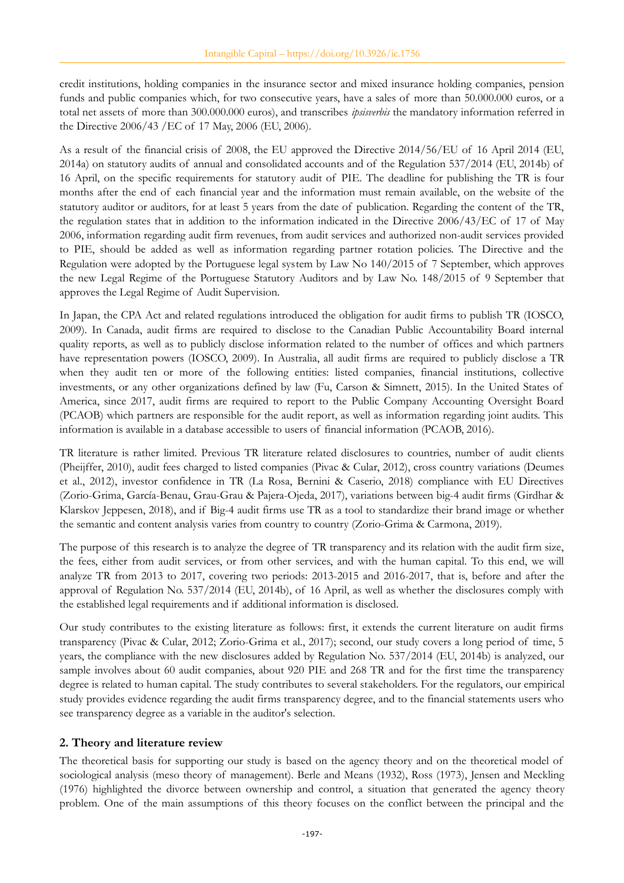credit institutions, holding companies in the insurance sector and mixed insurance holding companies, pension funds and public companies which, for two consecutive years, have a sales of more than 50.000.000 euros, or a total net assets of more than 300.000.000 euros), and transcribes *ipsisverbis* the mandatory information referred in the Directive 2006/43 /EC of 17 May, 2006 (EU, 2006).

As a result of the financial crisis of 2008, the EU approved the Directive 2014/56/EU of 16 April 2014 (EU, 2014a) on statutory audits of annual and consolidated accounts and of the Regulation 537/2014 (EU, 2014b) of 16 April, on the specific requirements for statutory audit of PIE. The deadline for publishing the TR is four months after the end of each financial year and the information must remain available, on the website of the statutory auditor or auditors, for at least 5 years from the date of publication. Regarding the content of the TR, the regulation states that in addition to the information indicated in the Directive 2006/43/EC of 17 of May 2006, information regarding audit firm revenues, from audit services and authorized non-audit services provided to PIE, should be added as well as information regarding partner rotation policies. The Directive and the Regulation were adopted by the Portuguese legal system by Law No 140/2015 of 7 September, which approves the new Legal Regime of the Portuguese Statutory Auditors and by Law No. 148/2015 of 9 September that approves the Legal Regime of Audit Supervision.

In Japan, the CPA Act and related regulations introduced the obligation for audit firms to publish TR (IOSCO, 2009). In Canada, audit firms are required to disclose to the Canadian Public Accountability Board internal quality reports, as well as to publicly disclose information related to the number of offices and which partners have representation powers (IOSCO, 2009). In Australia, all audit firms are required to publicly disclose a TR when they audit ten or more of the following entities: listed companies, financial institutions, collective investments, or any other organizations defined by law (Fu, Carson & Simnett, 2015). In the United States of America, since 2017, audit firms are required to report to the Public Company Accounting Oversight Board (PCAOB) which partners are responsible for the audit report, as well as information regarding joint audits. This information is available in a database accessible to users of financial information (PCAOB, 2016).

TR literature is rather limited. Previous TR literature related disclosures to countries, number of audit clients (Pheijffer, 2010), audit fees charged to listed companies (Pivac & Cular, 2012), cross country variations (Deumes et al., 2012), investor confidence in TR (La Rosa, Bernini & Caserio, 2018) compliance with EU Directives (Zorio-Grima, García-Benau, Grau-Grau & Pajera-Ojeda, 2017), variations between big-4 audit firms (Girdhar & Klarskov Jeppesen, 2018), and if Big-4 audit firms use TR as a tool to standardize their brand image or whether the semantic and content analysis varies from country to country (Zorio-Grima & Carmona, 2019).

The purpose of this research is to analyze the degree of TR transparency and its relation with the audit firm size, the fees, either from audit services, or from other services, and with the human capital. To this end, we will analyze TR from 2013 to 2017, covering two periods: 2013-2015 and 2016-2017, that is, before and after the approval of Regulation No. 537/2014 (EU, 2014b), of 16 April, as well as whether the disclosures comply with the established legal requirements and if additional information is disclosed.

Our study contributes to the existing literature as follows: first, it extends the current literature on audit firms transparency (Pivac & Cular, 2012; Zorio-Grima et al., 2017); second, our study covers a long period of time, 5 years, the compliance with the new disclosures added by Regulation No. 537/2014 (EU, 2014b) is analyzed, our sample involves about 60 audit companies, about 920 PIE and 268 TR and for the first time the transparency degree is related to human capital. The study contributes to several stakeholders. For the regulators, our empirical study provides evidence regarding the audit firms transparency degree, and to the financial statements users who see transparency degree as a variable in the auditor's selection.

## 2. Theory and literature review

The theoretical basis for supporting our study is based on the agency theory and on the theoretical model of sociological analysis (meso theory of management). Berle and Means (1932), Ross (1973), Jensen and Meckling (1976) highlighted the divorce between ownership and control, a situation that generated the agency theory problem. One of the main assumptions of this theory focuses on the conflict between the principal and the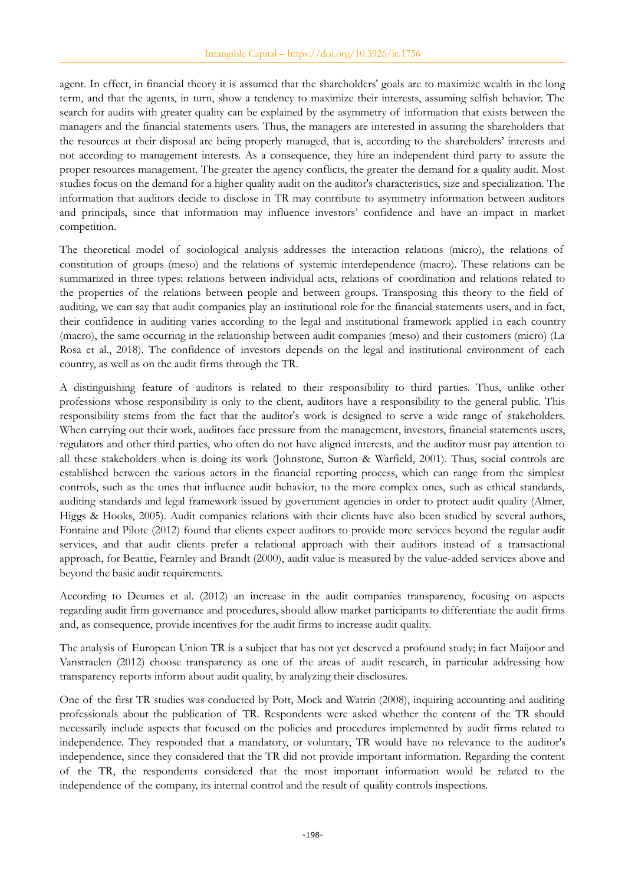agent. In effect, in financial theory it is assumed that the shareholders' goals are to maximize wealth in the long term, and that the agents, in turn, show a tendency to maximize their interests, assuming selfish behavior. The search for audits with greater quality can be explained by the asymmetry of information that exists between the managers and the financial statements users. Thus, the managers are interested in assuring the shareholders that the resources at their disposal are being properly managed, that is, according to the shareholders' interests and not according to management interests. As a consequence, they hire an independent third party to assure the proper resources management. The greater the agency conflicts, the greater the demand for a quality audit. Most studies focus on the demand for a higher quality audit on the auditor's characteristics, size and specialization. The information that auditors decide to disclose in TR may contribute to asymmetry information between auditors and principals, since that information may influence investors' confidence and have an impact in market competition.

The theoretical model of sociological analysis addresses the interaction relations (micro), the relations of constitution of groups (meso) and the relations of systemic interdependence (macro). These relations can be summarized in three types: relations between individual acts, relations of coordination and relations related to the properties of the relations between people and between groups. Transposing this theory to the field of auditing, we can say that audit companies play an institutional role for the financial statements users, and in fact, their confidence in auditing varies according to the legal and institutional framework applied in each country (macro), the same occurring in the relationship between audit companies (meso) and their customers (micro) (La Rosa et al., 2018). The confidence of investors depends on the legal and institutional environment of each country, as well as on the audit firms through the TR.

A distinguishing feature of auditors is related to their responsibility to third parties. Thus, unlike other professions whose responsibility is only to the client, auditors have a responsibility to the general public. This responsibility stems from the fact that the auditor's work is designed to serve a wide range of stakeholders. When carrying out their work, auditors face pressure from the management, investors, financial statements users, regulators and other third parties, who often do not have aligned interests, and the auditor must pay attention to all these stakeholders when is doing its work (Johnstone, Sutton & Warfield, 2001). Thus, social controls are established between the various actors in the financial reporting process, which can range from the simplest controls, such as the ones that influence audit behavior, to the more complex ones, such as ethical standards, auditing standards and legal framework issued by government agencies in order to protect audit quality (Almer, Higgs & Hooks, 2005). Audit companies relations with their clients have also been studied by several authors, Fontaine and Pilote (2012) found that clients expect auditors to provide more services beyond the regular audit services, and that audit clients prefer a relational approach with their auditors instead of a transactional approach, for Beattie, Fearnley and Brandt (2000), audit value is measured by the value-added services above and beyond the basic audit requirements.

According to Deumes et al. (2012) an increase in the audit companies transparency, focusing on aspects regarding audit firm governance and procedures, should allow market participants to differentiate the audit firms and, as consequence, provide incentives for the audit firms to increase audit quality.

The analysis of European Union TR is a subject that has not yet deserved a profound study; in fact Maijoor and Vanstraelen (2012) choose transparency as one of the areas of audit research, in particular addressing how transparency reports inform about audit quality, by analyzing their disclosures.

One of the first TR studies was conducted by Pott, Mock and Watrin (2008), inquiring accounting and auditing professionals about the publication of TR. Respondents were asked whether the content of the TR should necessarily include aspects that focused on the policies and procedures implemented by audit firms related to independence. They responded that a mandatory, or voluntary, TR would have no relevance to the auditor's independence, since they considered that the TR did not provide important information. Regarding the content of the TR, the respondents considered that the most important information would be related to the independence of the company, its internal control and the result of quality controls inspections.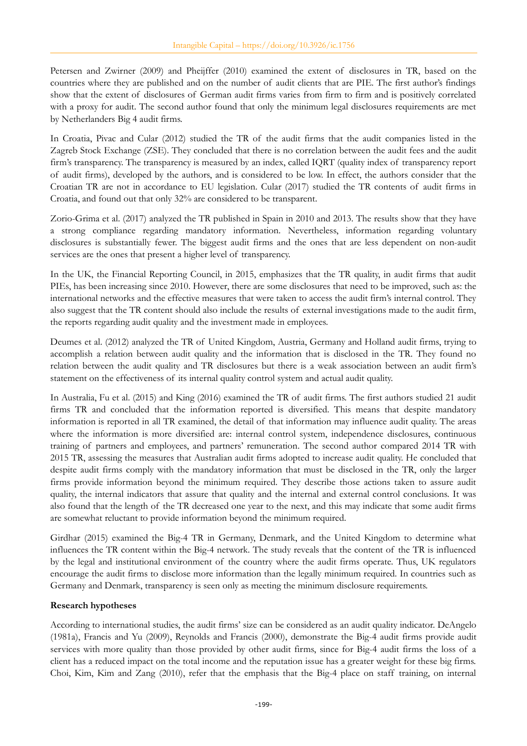Petersen and Zwirner (2009) and Pheijffer (2010) examined the extent of disclosures in TR, based on the countries where they are published and on the number of audit clients that are PIE. The first author's findings show that the extent of disclosures of German audit firms varies from firm to firm and is positively correlated with a proxy for audit. The second author found that only the minimum legal disclosures requirements are met by Netherlanders Big 4 audit firms.

In Croatia, Pivac and Cular (2012) studied the TR of the audit firms that the audit companies listed in the Zagreb Stock Exchange (ZSE). They concluded that there is no correlation between the audit fees and the audit firm's transparency. The transparency is measured by an index, called IQRT (quality index of transparency report of audit firms), developed by the authors, and is considered to be low. In effect, the authors consider that the Croatian TR are not in accordance to EU legislation. Cular (2017) studied the TR contents of audit firms in Croatia, and found out that only 32% are considered to be transparent.

Zorio-Grima et al. (2017) analyzed the TR published in Spain in 2010 and 2013. The results show that they have a strong compliance regarding mandatory information. Nevertheless, information regarding voluntary disclosures is substantially fewer. The biggest audit firms and the ones that are less dependent on non-audit services are the ones that present a higher level of transparency.

In the UK, the Financial Reporting Council, in 2015, emphasizes that the TR quality, in audit firms that audit PIEs, has been increasing since 2010. However, there are some disclosures that need to be improved, such as: the international networks and the effective measures that were taken to access the audit firm's internal control. They also suggest that the TR content should also include the results of external investigations made to the audit firm, the reports regarding audit quality and the investment made in employees.

Deumes et al. (2012) analyzed the TR of United Kingdom, Austria, Germany and Holland audit firms, trying to accomplish a relation between audit quality and the information that is disclosed in the TR. They found no relation between the audit quality and TR disclosures but there is a weak association between an audit firm's statement on the effectiveness of its internal quality control system and actual audit quality.

In Australia, Fu et al. (2015) and King (2016) examined the TR of audit firms. The first authors studied 21 audit firms TR and concluded that the information reported is diversified. This means that despite mandatory information is reported in all TR examined, the detail of that information may influence audit quality. The areas where the information is more diversified are: internal control system, independence disclosures, continuous training of partners and employees, and partners' remuneration. The second author compared 2014 TR with 2015 TR, assessing the measures that Australian audit firms adopted to increase audit quality. He concluded that despite audit firms comply with the mandatory information that must be disclosed in the TR, only the larger firms provide information beyond the minimum required. They describe those actions taken to assure audit quality, the internal indicators that assure that quality and the internal and external control conclusions. It was also found that the length of the TR decreased one year to the next, and this may indicate that some audit firms are somewhat reluctant to provide information beyond the minimum required.

Girdhar (2015) examined the Big-4 TR in Germany, Denmark, and the United Kingdom to determine what influences the TR content within the Big-4 network. The study reveals that the content of the TR is influenced by the legal and institutional environment of the country where the audit firms operate. Thus, UK regulators encourage the audit firms to disclose more information than the legally minimum required. In countries such as Germany and Denmark, transparency is seen only as meeting the minimum disclosure requirements.

**Research hypotheses**

According to international studies, the audit firms' size can be considered as an audit quality indicator. DeAngelo (1981a), Francis and Yu (2009), Reynolds and Francis (2000), demonstrate the Big-4 audit firms provide audit services with more quality than those provided by other audit firms, since for Big-4 audit firms the loss of a client has a reduced impact on the total income and the reputation issue has a greater weight for these big firms. Choi, Kim, Kim and Zang (2010), refer that the emphasis that the Big-4 place on staff training, on internal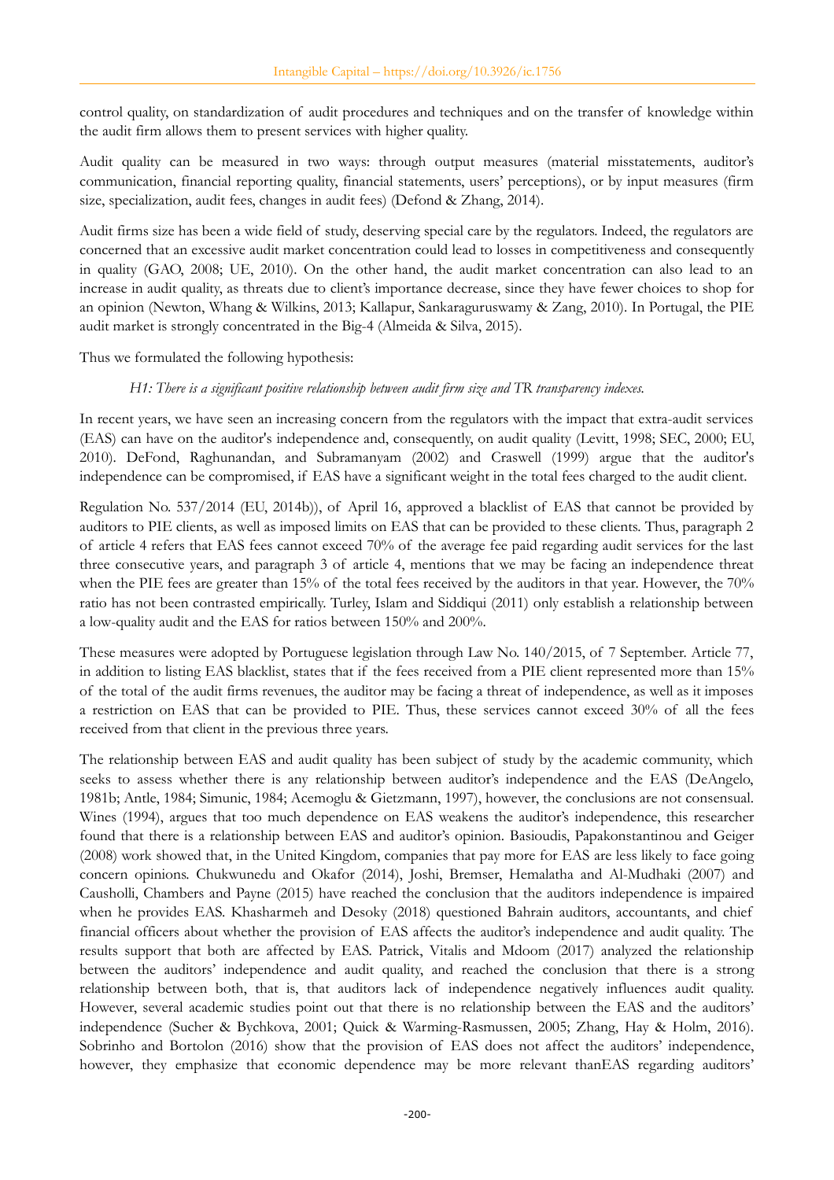control quality, on standardization of audit procedures and techniques and on the transfer of knowledge within the audit firm allows them to present services with higher quality.

Audit quality can be measured in two ways: through output measures (material misstatements, auditor's communication, financial reporting quality, financial statements, users' perceptions), or by input measures (firm size, specialization, audit fees, changes in audit fees) (Defond & Zhang, 2014).

Audit firms size has been a wide field of study, deserving special care by the regulators. Indeed, the regulators are concerned that an excessive audit market concentration could lead to losses in competitiveness and consequently in quality (GAO, 2008; UE, 2010). On the other hand, the audit market concentration can also lead to an increase in audit quality, as threats due to client's importance decrease, since they have fewer choices to shop for an opinion (Newton, Whang & Wilkins, 2013; Kallapur, Sankaraguruswamy & Zang, 2010). In Portugal, the PIE audit market is strongly concentrated in the Big-4 (Almeida & Silva, 2015).

Thus we formulated the following hypothesis:

*H1: There is a significant positive relationship between audit firm size and TR transparency indexes.*

In recent years, we have seen an increasing concern from the regulators with the impact that extra-audit services (EAS) can have on the auditor's independence and, consequently, on audit quality (Levitt, 1998; SEC, 2000; EU, 2010). DeFond, Raghunandan, and Subramanyam (2002) and Craswell (1999) argue that the auditor's independence can be compromised, if EAS have a significant weight in the total fees charged to the audit client.

Regulation No. 537/2014 (EU, 2014b)), of April 16, approved a blacklist of EAS that cannot be provided by auditors to PIE clients, as well as imposed limits on EAS that can be provided to these clients. Thus, paragraph 2 of article 4 refers that EAS fees cannot exceed 70% of the average fee paid regarding audit services for the last three consecutive years, and paragraph 3 of article 4, mentions that we may be facing an independence threat when the PIE fees are greater than 15% of the total fees received by the auditors in that year. However, the 70% ratio has not been contrasted empirically. Turley, Islam and Siddiqui (2011) only establish a relationship between a low-quality audit and the EAS for ratios between 150% and 200%.

These measures were adopted by Portuguese legislation through Law No. 140/2015, of 7 September. Article 77, in addition to listing EAS blacklist, states that if the fees received from a PIE client represented more than 15% of the total of the audit firms revenues, the auditor may be facing a threat of independence, as well as it imposes a restriction on EAS that can be provided to PIE. Thus, these services cannot exceed 30% of all the fees received from that client in the previous three years.

The relationship between EAS and audit quality has been subject of study by the academic community, which seeks to assess whether there is any relationship between auditor's independence and the EAS (DeAngelo, 1981b; Antle, 1984; Simunic, 1984; Acemoglu & Gietzmann, 1997), however, the conclusions are not consensual. Wines (1994), argues that too much dependence on EAS weakens the auditor's independence, this researcher found that there is a relationship between EAS and auditor's opinion. Basioudis, Papakonstantinou and Geiger (2008) work showed that, in the United Kingdom, companies that pay more for EAS are less likely to face going concern opinions. Chukwunedu and Okafor (2014), Joshi, Bremser, Hemalatha and Al-Mudhaki (2007) and Causholli, Chambers and Payne (2015) have reached the conclusion that the auditors independence is impaired when he provides EAS. Khasharmeh and Desoky (2018) questioned Bahrain auditors, accountants, and chief financial officers about whether the provision of EAS affects the auditor's independence and audit quality. The results support that both are affected by EAS. Patrick, Vitalis and Mdoom (2017) analyzed the relationship between the auditors' independence and audit quality, and reached the conclusion that there is a strong relationship between both, that is, that auditors lack of independence negatively influences audit quality. However, several academic studies point out that there is no relationship between the EAS and the auditors' independence (Sucher & Bychkova, 2001; Quick & Warming-Rasmussen, 2005; Zhang, Hay & Holm, 2016). Sobrinho and Bortolon (2016) show that the provision of EAS does not affect the auditors' independence, however, they emphasize that economic dependence may be more relevant thanEAS regarding auditors'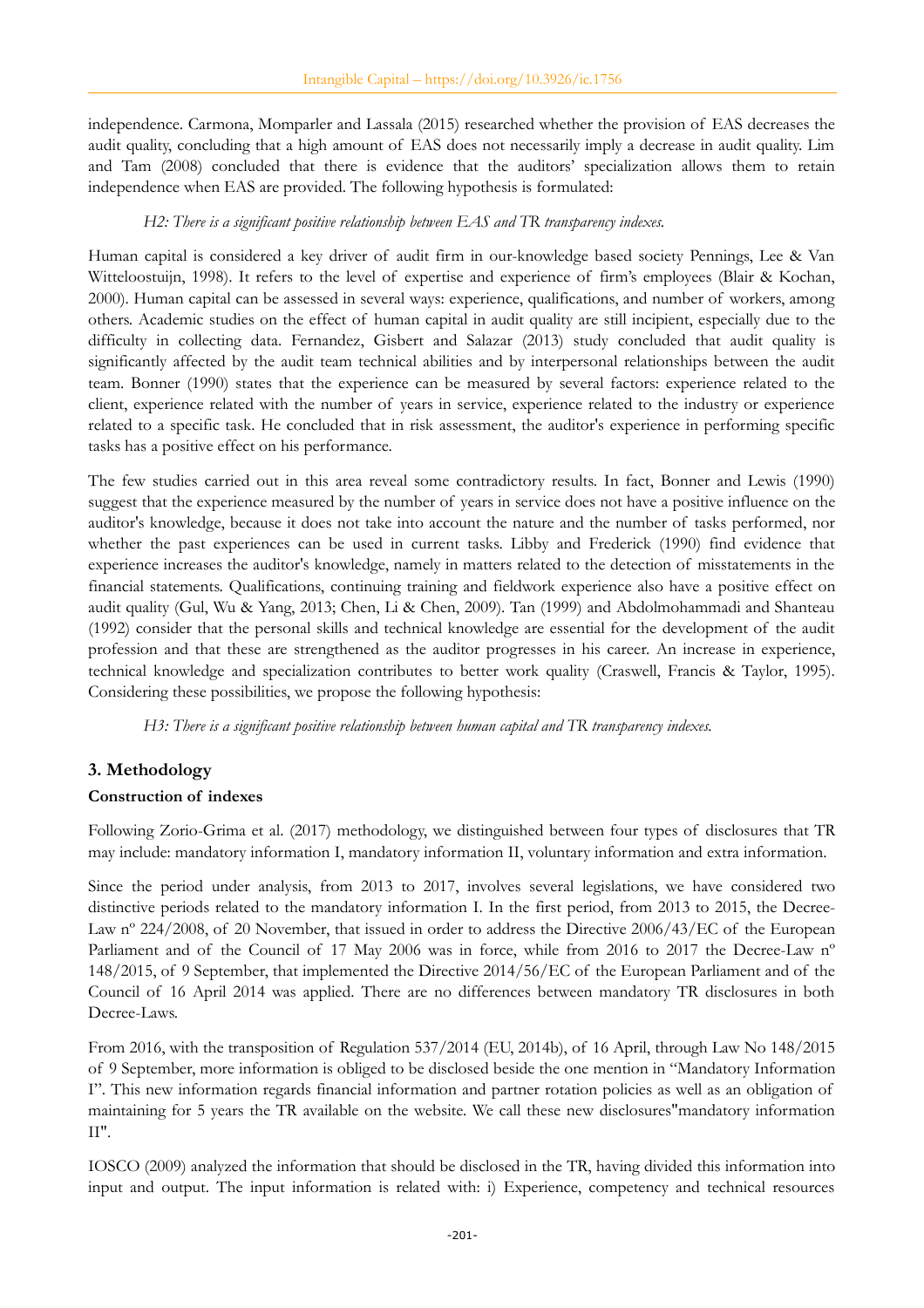independence. Carmona, Momparler and Lassala (2015) researched whether the provision of EAS decreases the audit quality, concluding that a high amount of EAS does not necessarily imply a decrease in audit quality. Lim and Tam (2008) concluded that there is evidence that the auditors' specialization allows them to retain independence when EAS are provided. The following hypothesis is formulated:

*H2: There is a significant positive relationship between EAS and TR transparency indexes.*

Human capital is considered a key driver of audit firm in our-knowledge based society Pennings, Lee & Van Witteloostuijn, 1998). It refers to the level of expertise and experience of firm's employees (Blair & Kochan, 2000). Human capital can be assessed in several ways: experience, qualifications, and number of workers, among others. Academic studies on the effect of human capital in audit quality are still incipient, especially due to the difficulty in collecting data. Fernandez, Gisbert and Salazar (2013) study concluded that audit quality is significantly affected by the audit team technical abilities and by interpersonal relationships between the audit team. Bonner (1990) states that the experience can be measured by several factors: experience related to the client, experience related with the number of years in service, experience related to the industry or experience related to a specific task. He concluded that in risk assessment, the auditor's experience in performing specific tasks has a positive effect on his performance.

The few studies carried out in this area reveal some contradictory results. In fact, Bonner and Lewis (1990) suggest that the experience measured by the number of years in service does not have a positive influence on the auditor's knowledge, because it does not take into account the nature and the number of tasks performed, nor whether the past experiences can be used in current tasks. Libby and Frederick (1990) find evidence that experience increases the auditor's knowledge, namely in matters related to the detection of misstatements in the financial statements. Qualifications, continuing training and fieldwork experience also have a positive effect on audit quality (Gul, Wu & Yang, 2013; Chen, Li & Chen, 2009). Tan (1999) and Abdolmohammadi and Shanteau (1992) consider that the personal skills and technical knowledge are essential for the development of the audit profession and that these are strengthened as the auditor progresses in his career. An increase in experience, technical knowledge and specialization contributes to better work quality (Craswell, Francis & Taylor, 1995). Considering these possibilities, we propose the following hypothesis:

*H3: There is a significant positive relationship between human capital and TR transparency indexes.*

## 3. Methodology

### Construction of indexes

Following Zorio-Grima et al. (2017) methodology, we distinguished between four types of disclosures that TR may include: mandatory information I, mandatory information II, voluntary information and extra information.

Since the period under analysis, from 2013 to 2017, involves several legislations, we have considered two distinctive periods related to the mandatory information I. In the first period, from 2013 to 2015, the Decree-Law nº 224/2008, of 20 November, that issued in order to address the Directive 2006/43/EC of the European Parliament and of the Council of 17 May 2006 was in force, while from 2016 to 2017 the Decree-Law nº 148/2015, of 9 September, that implemented the Directive 2014/56/EC of the European Parliament and of the Council of 16 April 2014 was applied. There are no differences between mandatory TR disclosures in both Decree-Laws.

From 2016, with the transposition of Regulation 537/2014 (EU, 2014b), of 16 April, through Law No 148/2015 of 9 September, more information is obliged to be disclosed beside the one mention in "Mandatory Information I". This new information regards financial information and partner rotation policies as well as an obligation of maintaining for 5 years the TR available on the website. We call these new disclosures"mandatory information II".

IOSCO (2009) analyzed the information that should be disclosed in the TR, having divided this information into input and output. The input information is related with: i) Experience, competency and technical resources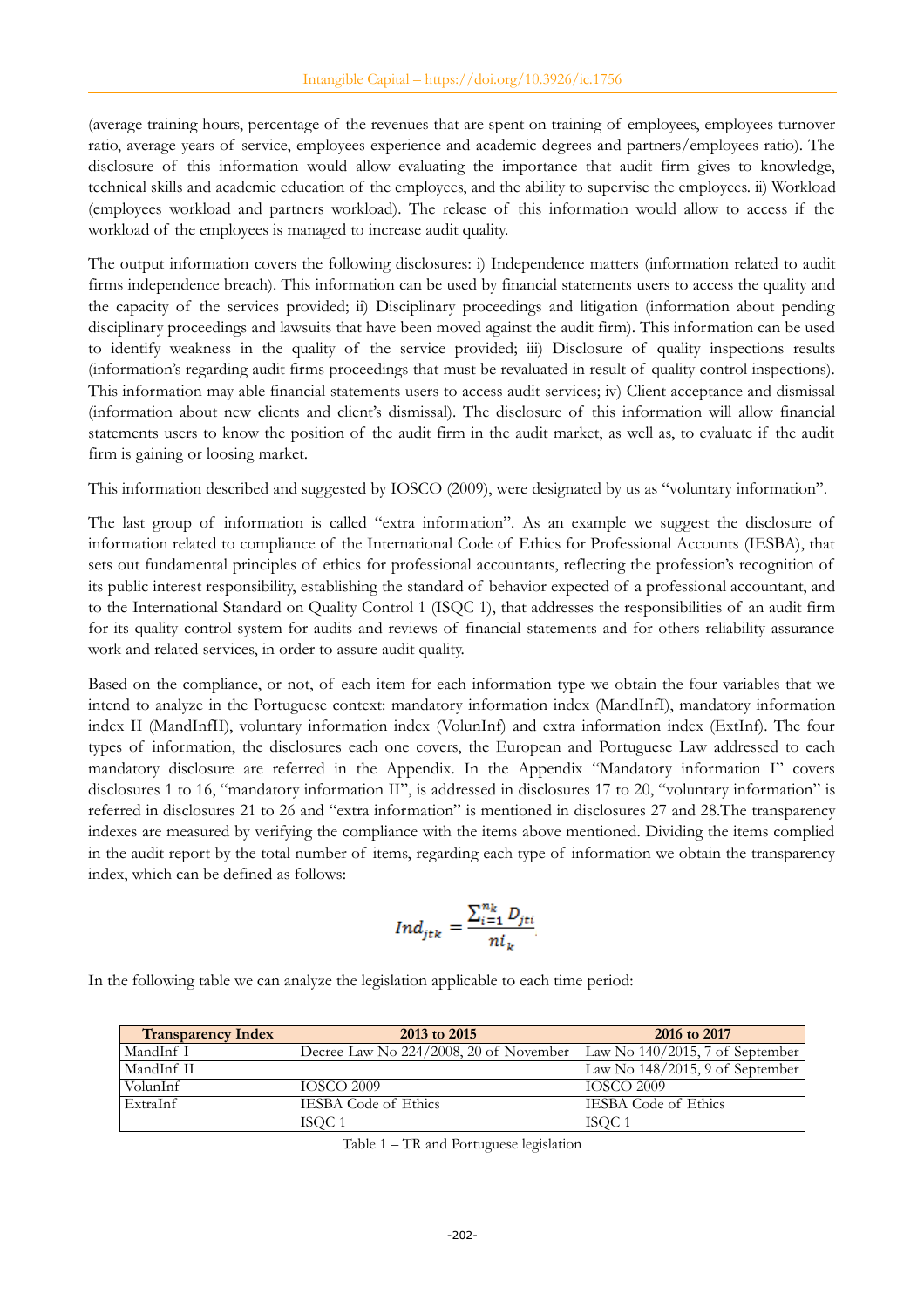(average training hours, percentage of the revenues that are spent on training of employees, employees turnover ratio, average years of service, employees experience and academic degrees and partners/employees ratio). The disclosure of this information would allow evaluating the importance that audit firm gives to knowledge, technical skills and academic education of the employees, and the ability to supervise the employees. ii) Workload (employees workload and partners workload). The release of this information would allow to access if the workload of the employees is managed to increase audit quality.

The output information covers the following disclosures: i) Independence matters (information related to audit firms independence breach). This information can be used by financial statements users to access the quality and the capacity of the services provided; ii) Disciplinary proceedings and litigation (information about pending disciplinary proceedings and lawsuits that have been moved against the audit firm). This information can be used to identify weakness in the quality of the service provided; iii) Disclosure of quality inspections results (information's regarding audit firms proceedings that must be revaluated in result of quality control inspections). This information may able financial statements users to access audit services; iv) Client acceptance and dismissal (information about new clients and client's dismissal). The disclosure of this information will allow financial statements users to know the position of the audit firm in the audit market, as well as, to evaluate if the audit firm is gaining or loosing market.

This information described and suggested by IOSCO (2009), were designated by us as "voluntary information".

The last group of information is called "extra information". As an example we suggest the disclosure of information related to compliance of the International Code of Ethics for Professional Accounts (IESBA), that sets out fundamental principles of ethics for professional accountants, reflecting the profession's recognition of its public interest responsibility, establishing the standard of behavior expected of a professional accountant, and to the International Standard on Quality Control 1 (ISQC 1), that addresses the responsibilities of an audit firm for its quality control system for audits and reviews of financial statements and for others reliability assurance work and related services, in order to assure audit quality.

Based on the compliance, or not, of each item for each information type we obtain the four variables that we intend to analyze in the Portuguese context: mandatory information index (MandInfI), mandatory information index II (MandInfII), voluntary information index (VolunInf) and extra information index (ExtInf). The four types of information, the disclosures each one covers, the European and Portuguese Law addressed to each mandatory disclosure are referred in the Appendix. In the Appendix "Mandatory information I" covers disclosures 1 to 16, "mandatory information II", is addressed in disclosures 17 to 20, "voluntary information" is referred in disclosures 21 to 26 and "extra information" is mentioned in disclosures 27 and 28.The transparency indexes are measured by verifying the compliance with the items above mentioned. Dividing the items complied in the audit report by the total number of items, regarding each type of information we obtain the transparency index, which can be defined as follows:

$$Ind_{jtk} = \frac{\sum_{i=1}^{n_k} D_{jti}}{ni_k}$$

In the following table we can analyze the legislation applicable to each time period:

| Transparency Index | 2013 to 2015 | 2016 to 2017 |
|---|---|---|
| MandInf I | Decree-Law No 224/2008, 20 of November | Law No 140/2015, 7 of September |
| MandInf II | | Law No 148/2015, 9 of September |
| VolunInf | IOSCO 2009 | IOSCO 2009 |
| ExtraInf | IESBA Code of Ethics<br>ISQC 1 | IESBA Code of Ethics<br>ISQC 1 |

Table 1 – TR and Portuguese legislation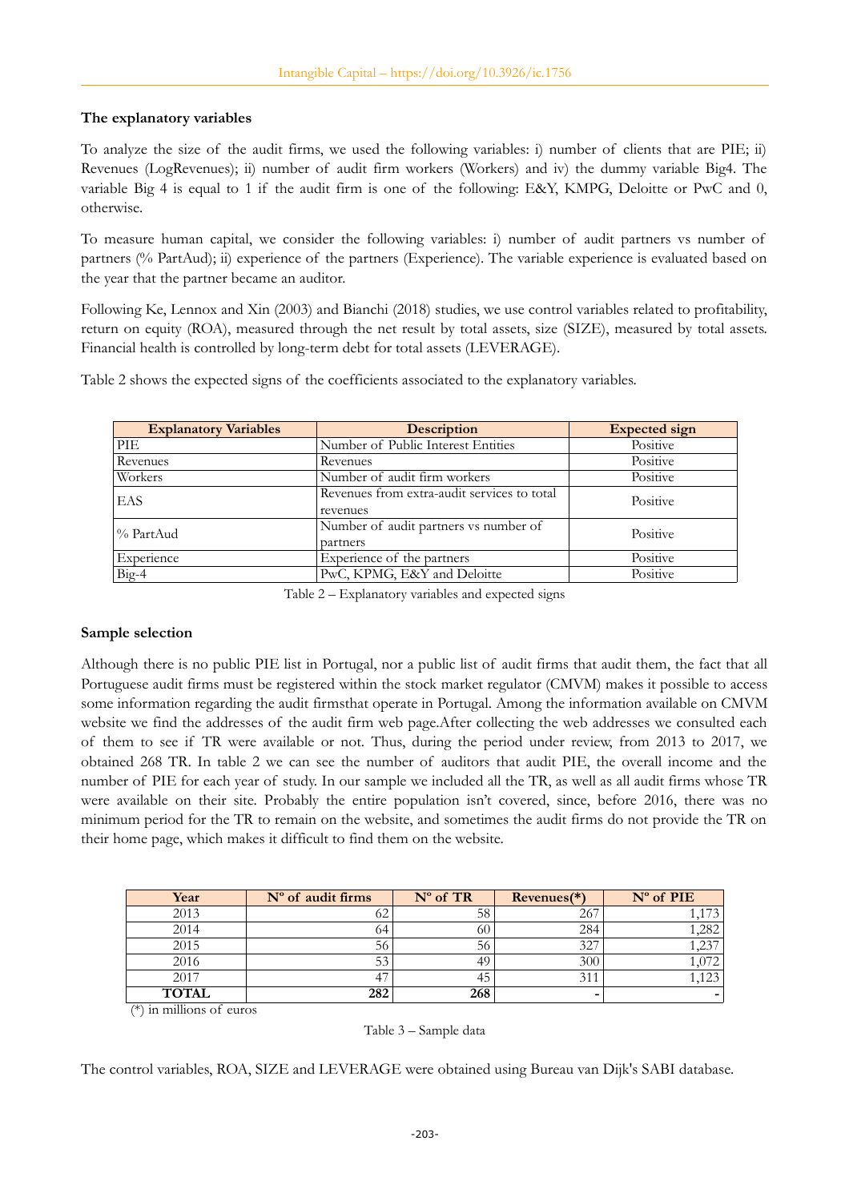### The explanatory variables

To analyze the size of the audit firms, we used the following variables: i) number of clients that are PIE; ii) Revenues (LogRevenues); ii) number of audit firm workers (Workers) and iv) the dummy variable Big4. The variable Big 4 is equal to 1 if the audit firm is one of the following: E&Y, KMPG, Deloitte or PwC and 0, otherwise.

To measure human capital, we consider the following variables: i) number of audit partners vs number of partners (% PartAud); ii) experience of the partners (Experience). The variable experience is evaluated based on the year that the partner became an auditor.

Following Ke, Lennox and Xin (2003) and Bianchi (2018) studies, we use control variables related to profitability, return on equity (ROA), measured through the net result by total assets, size (SIZE), measured by total assets. Financial health is controlled by long-term debt for total assets (LEVERAGE).

Table 2 shows the expected signs of the coefficients associated to the explanatory variables.

| Explanatory Variables | Description | Expected sign |
|---|---|---|
| PIE | Number of Public Interest Entities | Positive |
| Revenues | Revenues | Positive |
| Workers | Number of audit firm workers | Positive |
| EAS | Revenues from extra-audit services to total revenues | Positive |
| % PartAud | Number of audit partners vs number of partners | Positive |
| Experience | Experience of the partners | Positive |
| Big-4 | PwC, KPMG, E&Y and Deloitte | Positive |

Table 2 – Explanatory variables and expected signs

### Sample selection

Although there is no public PIE list in Portugal, nor a public list of audit firms that audit them, the fact that all Portuguese audit firms must be registered within the stock market regulator (CMVM) makes it possible to access some information regarding the audit firmsthat operate in Portugal. Among the information available on CMVM website we find the addresses of the audit firm web page.After collecting the web addresses we consulted each of them to see if TR were available or not. Thus, during the period under review, from 2013 to 2017, we obtained 268 TR. In table 2 we can see the number of auditors that audit PIE, the overall income and the number of PIE for each year of study. In our sample we included all the TR, as well as all audit firms whose TR were available on their site. Probably the entire population isn't covered, since, before 2016, there was no minimum period for the TR to remain on the website, and sometimes the audit firms do not provide the TR on their home page, which makes it difficult to find them on the website.

| Year | Nº of audit firms | Nº of TR | Revenues(*) | Nº of PIE |
|---|---|---|---|---|
| 2013 | 62 | 58 | 267 | 1,173 |
| 2014 | 64 | 60 | 284 | 1,282 |
| 2015 | 56 | 56 | 327 | 1,237 |
| 2016 | 53 | 49 | 300 | 1,072 |
| 2017 | 47 | 45 | 311 | 1,123 |
| **TOTAL** | **282** | **268** | - | - |

(*) in millions of euros

Table 3 – Sample data

The control variables, ROA, SIZE and LEVERAGE were obtained using Bureau van Dijk's SABI database.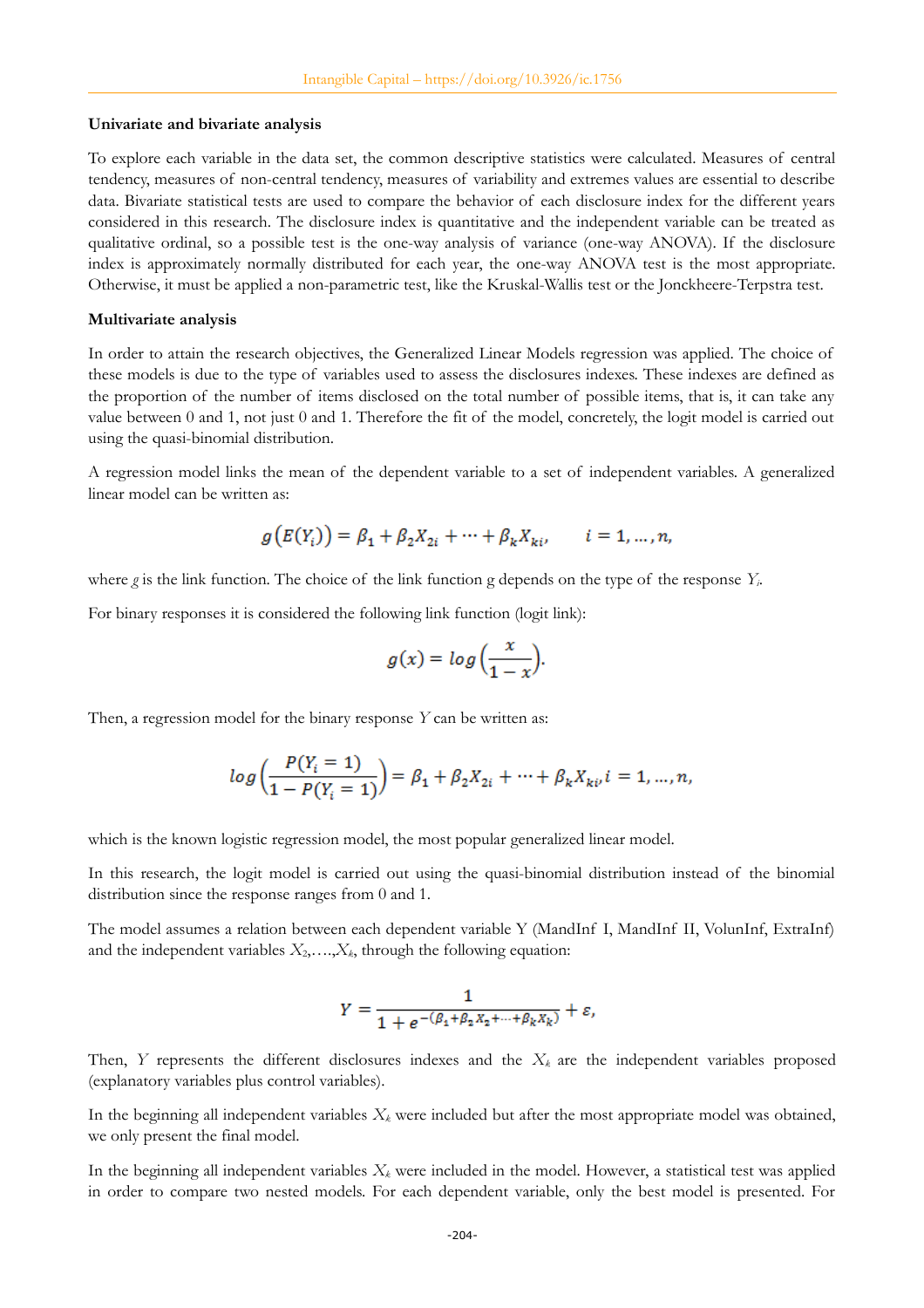**Univariate and bivariate analysis**

To explore each variable in the data set, the common descriptive statistics were calculated. Measures of central tendency, measures of non-central tendency, measures of variability and extremes values are essential to describe data. Bivariate statistical tests are used to compare the behavior of each disclosure index for the different years considered in this research. The disclosure index is quantitative and the independent variable can be treated as qualitative ordinal, so a possible test is the one-way analysis of variance (one-way ANOVA). If the disclosure index is approximately normally distributed for each year, the one-way ANOVA test is the most appropriate. Otherwise, it must be applied a non-parametric test, like the Kruskal-Wallis test or the Jonckheere-Terpstra test.

**Multivariate analysis**

In order to attain the research objectives, the Generalized Linear Models regression was applied. The choice of these models is due to the type of variables used to assess the disclosures indexes. These indexes are defined as the proportion of the number of items disclosed on the total number of possible items, that is, it can take any value between 0 and 1, not just 0 and 1. Therefore the fit of the model, concretely, the logit model is carried out using the quasi-binomial distribution.

A regression model links the mean of the dependent variable to a set of independent variables. A generalized linear model can be written as:

$$g\left(E(Y_i)\right) = \beta_1 + \beta_2 X_{2i} + \cdots + \beta_k X_{ki}, \qquad i = 1, \ldots, n,$$

where $g$ is the link function. The choice of the link function g depends on the type of the response $Y_i$.

For binary responses it is considered the following link function (logit link):

$$g(x) = log\left(\frac{x}{1-x}\right).$$

Then, a regression model for the binary response $Y$ can be written as:

$$log\left(\frac{P(Y_i = 1)}{1 - P(Y_i = 1)}\right) = \beta_1 + \beta_2 X_{2i} + \cdots + \beta_k X_{ki}, i = 1, \ldots, n,$$

which is the known logistic regression model, the most popular generalized linear model.

In this research, the logit model is carried out using the quasi-binomial distribution instead of the binomial distribution since the response ranges from 0 and 1.

The model assumes a relation between each dependent variable Y (MandInf I, MandInf II, VolunInf, ExtraInf) and the independent variables $X_2, \ldots, X_k$, through the following equation:

$$Y = \frac{1}{1 + e^{-(\beta_1 + \beta_2 X_2 + \cdots + \beta_k X_k)}} + \varepsilon,$$

Then, $Y$ represents the different disclosures indexes and the $X_k$ are the independent variables proposed (explanatory variables plus control variables).

In the beginning all independent variables $X_k$ were included but after the most appropriate model was obtained, we only present the final model.

In the beginning all independent variables $X_k$ were included in the model. However, a statistical test was applied in order to compare two nested models. For each dependent variable, only the best model is presented. For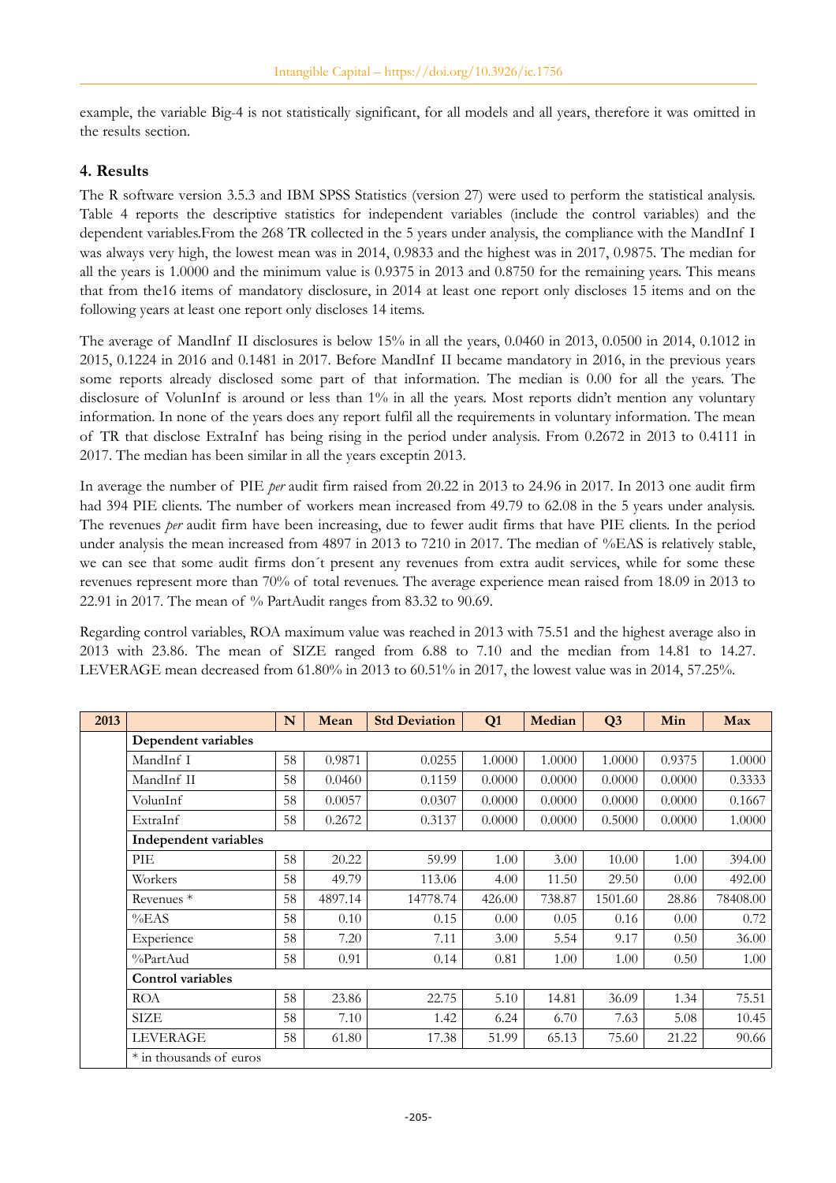example, the variable Big-4 is not statistically significant, for all models and all years, therefore it was omitted in the results section.

## 4. Results

The R software version 3.5.3 and IBM SPSS Statistics (version 27) were used to perform the statistical analysis. Table 4 reports the descriptive statistics for independent variables (include the control variables) and the dependent variables.From the 268 TR collected in the 5 years under analysis, the compliance with the MandInf I was always very high, the lowest mean was in 2014, 0.9833 and the highest was in 2017, 0.9875. The median for all the years is 1.0000 and the minimum value is 0.9375 in 2013 and 0.8750 for the remaining years. This means that from the16 items of mandatory disclosure, in 2014 at least one report only discloses 15 items and on the following years at least one report only discloses 14 items.

The average of MandInf II disclosures is below 15% in all the years, 0.0460 in 2013, 0.0500 in 2014, 0.1012 in 2015, 0.1224 in 2016 and 0.1481 in 2017. Before MandInf II became mandatory in 2016, in the previous years some reports already disclosed some part of that information. The median is 0.00 for all the years. The disclosure of VolunInf is around or less than 1% in all the years. Most reports didn't mention any voluntary information. In none of the years does any report fulfil all the requirements in voluntary information. The mean of TR that disclose ExtraInf has being rising in the period under analysis. From 0.2672 in 2013 to 0.4111 in 2017. The median has been similar in all the years exceptin 2013.

In average the number of PIE *per* audit firm raised from 20.22 in 2013 to 24.96 in 2017. In 2013 one audit firm had 394 PIE clients. The number of workers mean increased from 49.79 to 62.08 in the 5 years under analysis. The revenues *per* audit firm have been increasing, due to fewer audit firms that have PIE clients. In the period under analysis the mean increased from 4897 in 2013 to 7210 in 2017. The median of %EAS is relatively stable, we can see that some audit firms don´t present any revenues from extra audit services, while for some these revenues represent more than 70% of total revenues. The average experience mean raised from 18.09 in 2013 to 22.91 in 2017. The mean of % PartAudit ranges from 83.32 to 90.69.

Regarding control variables, ROA maximum value was reached in 2013 with 75.51 and the highest average also in 2013 with 23.86. The mean of SIZE ranged from 6.88 to 7.10 and the median from 14.81 to 14.27. LEVERAGE mean decreased from 61.80% in 2013 to 60.51% in 2017, the lowest value was in 2014, 57.25%.

| 2013 | | N | Mean | Std Deviation | Q1 | Median | Q3 | Min | Max |
|---|---|---|---|---|---|---|---|---|---|
| | **Dependent variables** | | | | | | | | |
| | MandInf I | 58 | 0.9871 | 0.0255 | 1.0000 | 1.0000 | 1.0000 | 0.9375 | 1.0000 |
| | MandInf II | 58 | 0.0460 | 0.1159 | 0.0000 | 0.0000 | 0.0000 | 0.0000 | 0.3333 |
| | VolunInf | 58 | 0.0057 | 0.0307 | 0.0000 | 0.0000 | 0.0000 | 0.0000 | 0.1667 |
| | ExtraInf | 58 | 0.2672 | 0.3137 | 0.0000 | 0.0000 | 0.5000 | 0.0000 | 1.0000 |
| | **Independent variables** | | | | | | | | |
| | PIE | 58 | 20.22 | 59.99 | 1.00 | 3.00 | 10.00 | 1.00 | 394.00 |
| | Workers | 58 | 49.79 | 113.06 | 4.00 | 11.50 | 29.50 | 0.00 | 492.00 |
| | Revenues * | 58 | 4897.14 | 14778.74 | 426.00 | 738.87 | 1501.60 | 28.86 | 78408.00 |
| | %EAS | 58 | 0.10 | 0.15 | 0.00 | 0.05 | 0.16 | 0.00 | 0.72 |
| | Experience | 58 | 7.20 | 7.11 | 3.00 | 5.54 | 9.17 | 0.50 | 36.00 |
| | %PartAud | 58 | 0.91 | 0.14 | 0.81 | 1.00 | 1.00 | 0.50 | 1.00 |
| | **Control variables** | | | | | | | | |
| | ROA | 58 | 23.86 | 22.75 | 5.10 | 14.81 | 36.09 | 1.34 | 75.51 |
| | SIZE | 58 | 7.10 | 1.42 | 6.24 | 6.70 | 7.63 | 5.08 | 10.45 |
| | LEVERAGE | 58 | 61.80 | 17.38 | 51.99 | 65.13 | 75.60 | 21.22 | 90.66 |
| | * in thousands of euros | | | | | | | | |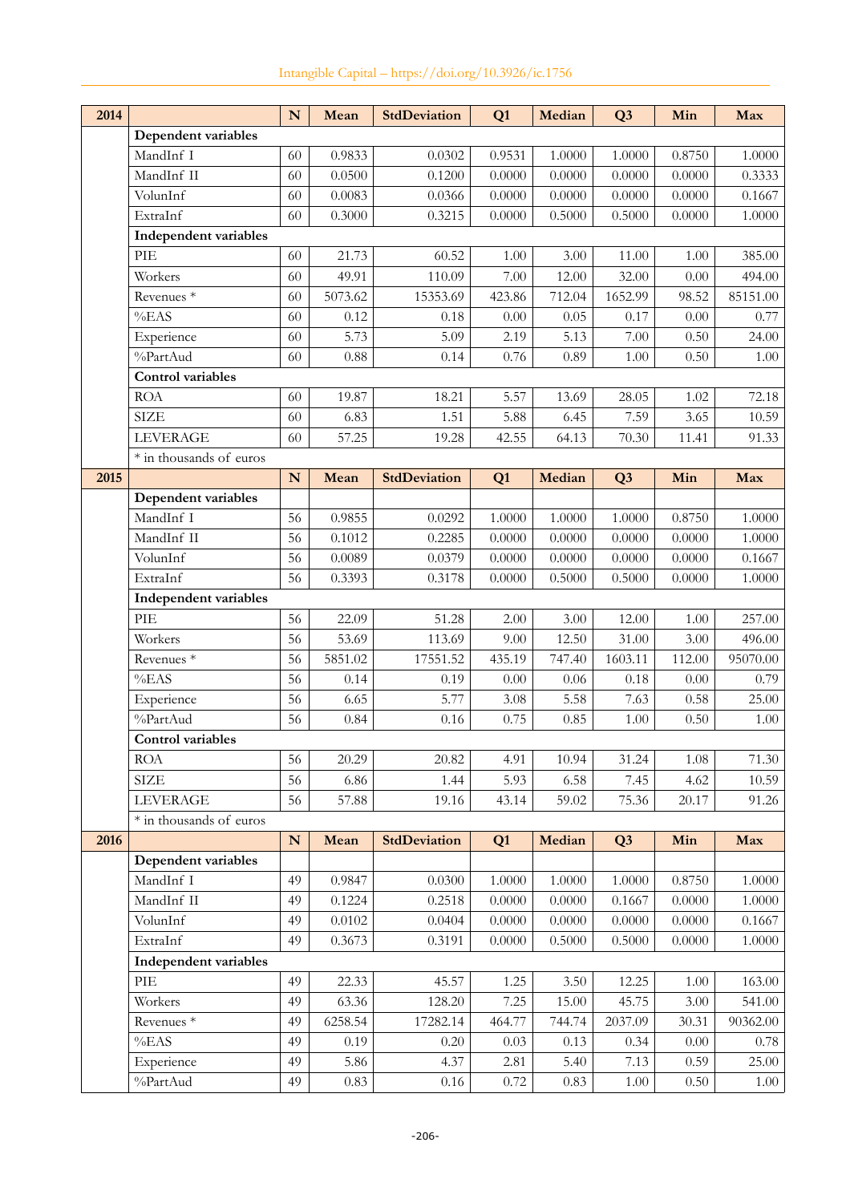| 2014 | | N | Mean | StdDeviation | Q1 | Median | Q3 | Min | Max |
|---|---|---|---|---|---|---|---|---|---|
| | **Dependent variables** | | | | | | | | |
| | MandInf I | 60 | 0.9833 | 0.0302 | 0.9531 | 1.0000 | 1.0000 | 0.8750 | 1.0000 |
| | MandInf II | 60 | 0.0500 | 0.1200 | 0.0000 | 0.0000 | 0.0000 | 0.0000 | 0.3333 |
| | VolunInf | 60 | 0.0083 | 0.0366 | 0.0000 | 0.0000 | 0.0000 | 0.0000 | 0.1667 |
| | ExtraInf | 60 | 0.3000 | 0.3215 | 0.0000 | 0.5000 | 0.5000 | 0.0000 | 1.0000 |
| | **Independent variables** | | | | | | | | |
| | PIE | 60 | 21.73 | 60.52 | 1.00 | 3.00 | 11.00 | 1.00 | 385.00 |
| | Workers | 60 | 49.91 | 110.09 | 7.00 | 12.00 | 32.00 | 0.00 | 494.00 |
| | Revenues * | 60 | 5073.62 | 15353.69 | 423.86 | 712.04 | 1652.99 | 98.52 | 85151.00 |
| | %EAS | 60 | 0.12 | 0.18 | 0.00 | 0.05 | 0.17 | 0.00 | 0.77 |
| | Experience | 60 | 5.73 | 5.09 | 2.19 | 5.13 | 7.00 | 0.50 | 24.00 |
| | %PartAud | 60 | 0.88 | 0.14 | 0.76 | 0.89 | 1.00 | 0.50 | 1.00 |
| | **Control variables** | | | | | | | | |
| | ROA | 60 | 19.87 | 18.21 | 5.57 | 13.69 | 28.05 | 1.02 | 72.18 |
| | SIZE | 60 | 6.83 | 1.51 | 5.88 | 6.45 | 7.59 | 3.65 | 10.59 |
| | LEVERAGE | 60 | 57.25 | 19.28 | 42.55 | 64.13 | 70.30 | 11.41 | 91.33 |
| | * in thousands of euros | | | | | | | | |
| **2015** | | **N** | **Mean** | **StdDeviation** | **Q1** | **Median** | **Q3** | **Min** | **Max** |
| | **Dependent variables** | | | | | | | | |
| | MandInf I | 56 | 0.9855 | 0.0292 | 1.0000 | 1.0000 | 1.0000 | 0.8750 | 1.0000 |
| | MandInf II | 56 | 0.1012 | 0.2285 | 0.0000 | 0.0000 | 0.0000 | 0.0000 | 1.0000 |
| | VolunInf | 56 | 0.0089 | 0.0379 | 0.0000 | 0.0000 | 0.0000 | 0.0000 | 0.1667 |
| | ExtraInf | 56 | 0.3393 | 0.3178 | 0.0000 | 0.5000 | 0.5000 | 0.0000 | 1.0000 |
| | **Independent variables** | | | | | | | | |
| | PIE | 56 | 22.09 | 51.28 | 2.00 | 3.00 | 12.00 | 1.00 | 257.00 |
| | Workers | 56 | 53.69 | 113.69 | 9.00 | 12.50 | 31.00 | 3.00 | 496.00 |
| | Revenues * | 56 | 5851.02 | 17551.52 | 435.19 | 747.40 | 1603.11 | 112.00 | 95070.00 |
| | %EAS | 56 | 0.14 | 0.19 | 0.00 | 0.06 | 0.18 | 0.00 | 0.79 |
| | Experience | 56 | 6.65 | 5.77 | 3.08 | 5.58 | 7.63 | 0.58 | 25.00 |
| | %PartAud | 56 | 0.84 | 0.16 | 0.75 | 0.85 | 1.00 | 0.50 | 1.00 |
| | **Control variables** | | | | | | | | |
| | ROA | 56 | 20.29 | 20.82 | 4.91 | 10.94 | 31.24 | 1.08 | 71.30 |
| | SIZE | 56 | 6.86 | 1.44 | 5.93 | 6.58 | 7.45 | 4.62 | 10.59 |
| | LEVERAGE | 56 | 57.88 | 19.16 | 43.14 | 59.02 | 75.36 | 20.17 | 91.26 |
| | * in thousands of euros | | | | | | | | |
| **2016** | | **N** | **Mean** | **StdDeviation** | **Q1** | **Median** | **Q3** | **Min** | **Max** |
| | **Dependent variables** | | | | | | | | |
| | MandInf I | 49 | 0.9847 | 0.0300 | 1.0000 | 1.0000 | 1.0000 | 0.8750 | 1.0000 |
| | MandInf II | 49 | 0.1224 | 0.2518 | 0.0000 | 0.0000 | 0.1667 | 0.0000 | 1.0000 |
| | VolunInf | 49 | 0.0102 | 0.0404 | 0.0000 | 0.0000 | 0.0000 | 0.0000 | 0.1667 |
| | ExtraInf | 49 | 0.3673 | 0.3191 | 0.0000 | 0.5000 | 0.5000 | 0.0000 | 1.0000 |
| | **Independent variables** | | | | | | | | |
| | PIE | 49 | 22.33 | 45.57 | 1.25 | 3.50 | 12.25 | 1.00 | 163.00 |
| | Workers | 49 | 63.36 | 128.20 | 7.25 | 15.00 | 45.75 | 3.00 | 541.00 |
| | Revenues * | 49 | 6258.54 | 17282.14 | 464.77 | 744.74 | 2037.09 | 30.31 | 90362.00 |
| | %EAS | 49 | 0.19 | 0.20 | 0.03 | 0.13 | 0.34 | 0.00 | 0.78 |
| | Experience | 49 | 5.86 | 4.37 | 2.81 | 5.40 | 7.13 | 0.59 | 25.00 |
| | %PartAud | 49 | 0.83 | 0.16 | 0.72 | 0.83 | 1.00 | 0.50 | 1.00 |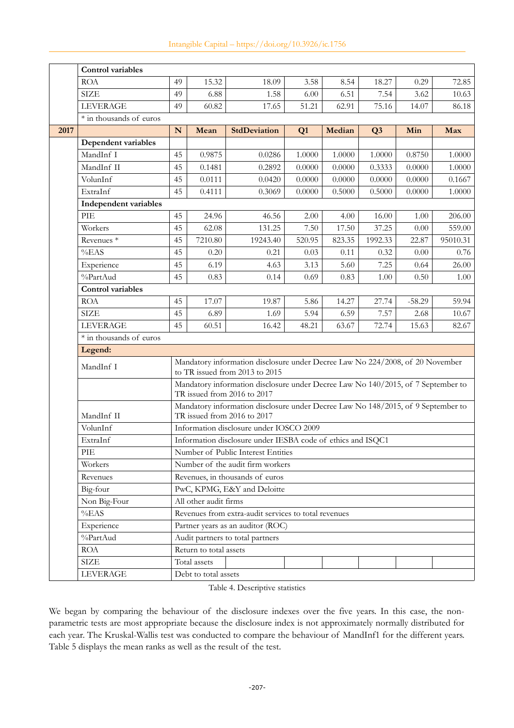| | | N | Mean | StdDeviation | Q1 | Median | Q3 | Min | Max |
|---|---|---|---|---|---|---|---|---|---|
| | **Control variables** | | | | | | | | |
| | ROA | 49 | 15.32 | 18.09 | 3.58 | 8.54 | 18.27 | 0.29 | 72.85 |
| | SIZE | 49 | 6.88 | 1.58 | 6.00 | 6.51 | 7.54 | 3.62 | 10.63 |
| | LEVERAGE | 49 | 60.82 | 17.65 | 51.21 | 62.91 | 75.16 | 14.07 | 86.18 |
| | * in thousands of euros | | | | | | | | |
| **2017** | | **N** | **Mean** | **StdDeviation** | **Q1** | **Median** | **Q3** | **Min** | **Max** |
| | **Dependent variables** | | | | | | | | |
| | MandInf I | 45 | 0.9875 | 0.0286 | 1.0000 | 1.0000 | 1.0000 | 0.8750 | 1.0000 |
| | MandInf II | 45 | 0.1481 | 0.2892 | 0.0000 | 0.0000 | 0.3333 | 0.0000 | 1.0000 |
| | VolunInf | 45 | 0.0111 | 0.0420 | 0.0000 | 0.0000 | 0.0000 | 0.0000 | 0.1667 |
| | ExtraInf | 45 | 0.4111 | 0.3069 | 0.0000 | 0.5000 | 0.5000 | 0.0000 | 1.0000 |
| | **Independent variables** | | | | | | | | |
| | PIE | 45 | 24.96 | 46.56 | 2.00 | 4.00 | 16.00 | 1.00 | 206.00 |
| | Workers | 45 | 62.08 | 131.25 | 7.50 | 17.50 | 37.25 | 0.00 | 559.00 |
| | Revenues * | 45 | 7210.80 | 19243.40 | 520.95 | 823.35 | 1992.33 | 22.87 | 95010.31 |
| | %EAS | 45 | 0.20 | 0.21 | 0.03 | 0.11 | 0.32 | 0.00 | 0.76 |
| | Experience | 45 | 6.19 | 4.63 | 3.13 | 5.60 | 7.25 | 0.64 | 26.00 |
| | %PartAud | 45 | 0.83 | 0.14 | 0.69 | 0.83 | 1.00 | 0.50 | 1.00 |
| | **Control variables** | | | | | | | | |
| | ROA | 45 | 17.07 | 19.87 | 5.86 | 14.27 | 27.74 | -58.29 | 59.94 |
| | SIZE | 45 | 6.89 | 1.69 | 5.94 | 6.59 | 7.57 | 2.68 | 10.67 |
| | LEVERAGE | 45 | 60.51 | 16.42 | 48.21 | 63.67 | 72.74 | 15.63 | 82.67 |
| | * in thousands of euros | | | | | | | | |
| | **Legend:** | | | | | | | | |
| | MandInf I | Mandatory information disclosure under Decree Law No 224/2008, of 20 November to TR issued from 2013 to 2015 | | | | | | | |
| | | Mandatory information disclosure under Decree Law No 140/2015, of 7 September to TR issued from 2016 to 2017 | | | | | | | |
| | MandInf II | Mandatory information disclosure under Decree Law No 148/2015, of 9 September to TR issued from 2016 to 2017 | | | | | | | |
| | VolunInf | Information disclosure under IOSCO 2009 | | | | | | | |
| | ExtraInf | Information disclosure under IESBA code of ethics and ISQC1 | | | | | | | |
| | PIE | Number of Public Interest Entities | | | | | | | |
| | Workers | Number of the audit firm workers | | | | | | | |
| | Revenues | Revenues, in thousands of euros | | | | | | | |
| | Big-four | PwC, KPMG, E&Y and Deloitte | | | | | | | |
| | Non Big-Four | All other audit firms | | | | | | | |
| | %EAS | Revenues from extra-audit services to total revenues | | | | | | | |
| | Experience | Partner years as an auditor (ROC) | | | | | | | |
| | %PartAud | Audit partners to total partners | | | | | | | |
| | ROA | Return to total assets | | | | | | | |
| | SIZE | Total assets | | | | | | | |
| | LEVERAGE | Debt to total assets | | | | | | | |

Table 4. Descriptive statistics

We began by comparing the behaviour of the disclosure indexes over the five years. In this case, the non-parametric tests are most appropriate because the disclosure index is not approximately normally distributed for each year. The Kruskal-Wallis test was conducted to compare the behaviour of MandInf1 for the different years. Table 5 displays the mean ranks as well as the result of the test.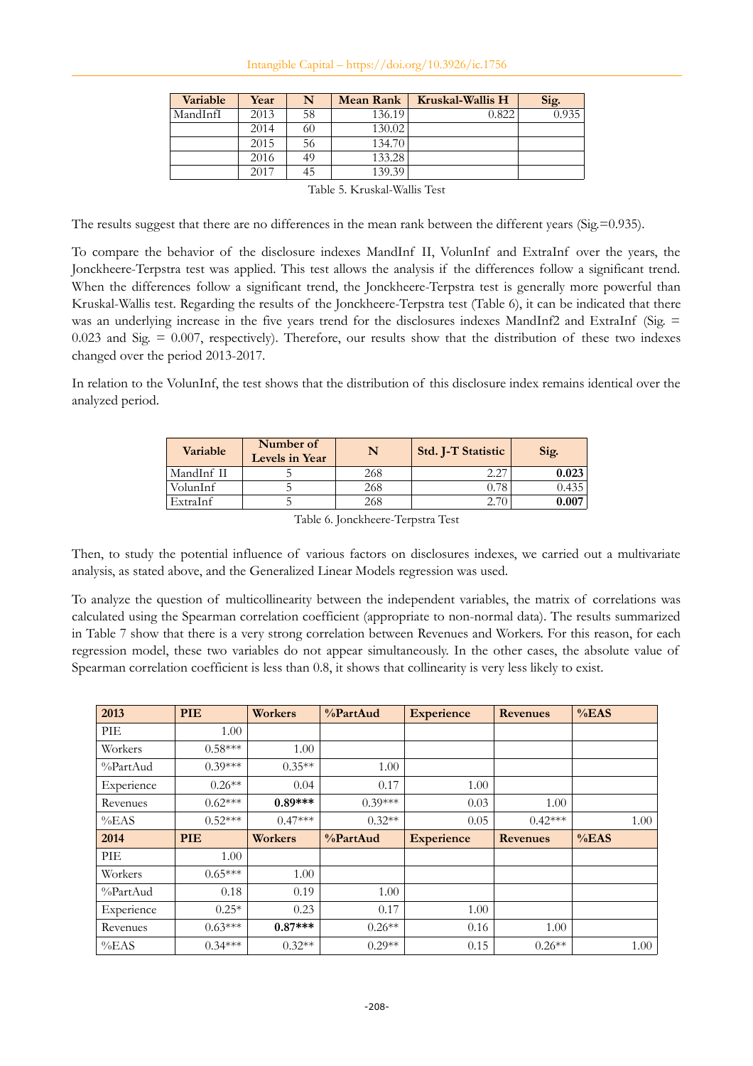| Variable | Year | N | Mean Rank | Kruskal-Wallis H | Sig. |
|---|---|---|---|---|---|
| MandInfI | 2013 | 58 | 136.19 | 0.822 | 0.935 |
| | 2014 | 60 | 130.02 | | |
| | 2015 | 56 | 134.70 | | |
| | 2016 | 49 | 133.28 | | |
| | 2017 | 45 | 139.39 | | |

Table 5. Kruskal-Wallis Test

The results suggest that there are no differences in the mean rank between the different years (Sig.=0.935).

To compare the behavior of the disclosure indexes MandInf II, VolunInf and ExtraInf over the years, the Jonckheere-Terpstra test was applied. This test allows the analysis if the differences follow a significant trend. When the differences follow a significant trend, the Jonckheere-Terpstra test is generally more powerful than Kruskal-Wallis test. Regarding the results of the Jonckheere-Terpstra test (Table 6), it can be indicated that there was an underlying increase in the five years trend for the disclosures indexes MandInf2 and ExtraInf (Sig. = 0.023 and Sig. = 0.007, respectively). Therefore, our results show that the distribution of these two indexes changed over the period 2013-2017.

In relation to the VolunInf, the test shows that the distribution of this disclosure index remains identical over the analyzed period.

| Variable | Number of Levels in Year | N | Std. J-T Statistic | Sig. |
|---|---|---|---|---|
| MandInf II | 5 | 268 | 2.27 | **0.023** |
| VolunInf | 5 | 268 | 0.78 | 0.435 |
| ExtraInf | 5 | 268 | 2.70 | **0.007** |

Table 6. Jonckheere-Terpstra Test

Then, to study the potential influence of various factors on disclosures indexes, we carried out a multivariate analysis, as stated above, and the Generalized Linear Models regression was used.

To analyze the question of multicollinearity between the independent variables, the matrix of correlations was calculated using the Spearman correlation coefficient (appropriate to non-normal data). The results summarized in Table 7 show that there is a very strong correlation between Revenues and Workers. For this reason, for each regression model, these two variables do not appear simultaneously. In the other cases, the absolute value of Spearman correlation coefficient is less than 0.8, it shows that collinearity is very less likely to exist.

| 2013 | PIE | Workers | %PartAud | Experience | Revenues | %EAS |
|---|---|---|---|---|---|---|
| PIE | 1.00 | | | | | |
| Workers | 0.58*** | 1.00 | | | | |
| %PartAud | 0.39*** | 0.35** | 1.00 | | | |
| Experience | 0.26** | 0.04 | 0.17 | 1.00 | | |
| Revenues | 0.62*** | **0.89*** ** | 0.39*** | 0.03 | 1.00 | |
| %EAS | 0.52*** | 0.47*** | 0.32** | 0.05 | 0.42*** | 1.00 |
| **2014** | **PIE** | **Workers** | **%PartAud** | **Experience** | **Revenues** | **%EAS** |
| PIE | 1.00 | | | | | |
| Workers | 0.65*** | 1.00 | | | | |
| %PartAud | 0.18 | 0.19 | 1.00 | | | |
| Experience | 0.25* | 0.23 | 0.17 | 1.00 | | |
| Revenues | 0.63*** | **0.87*** ** | 0.26** | 0.16 | 1.00 | |
| %EAS | 0.34*** | 0.32** | 0.29** | 0.15 | 0.26** | 1.00 |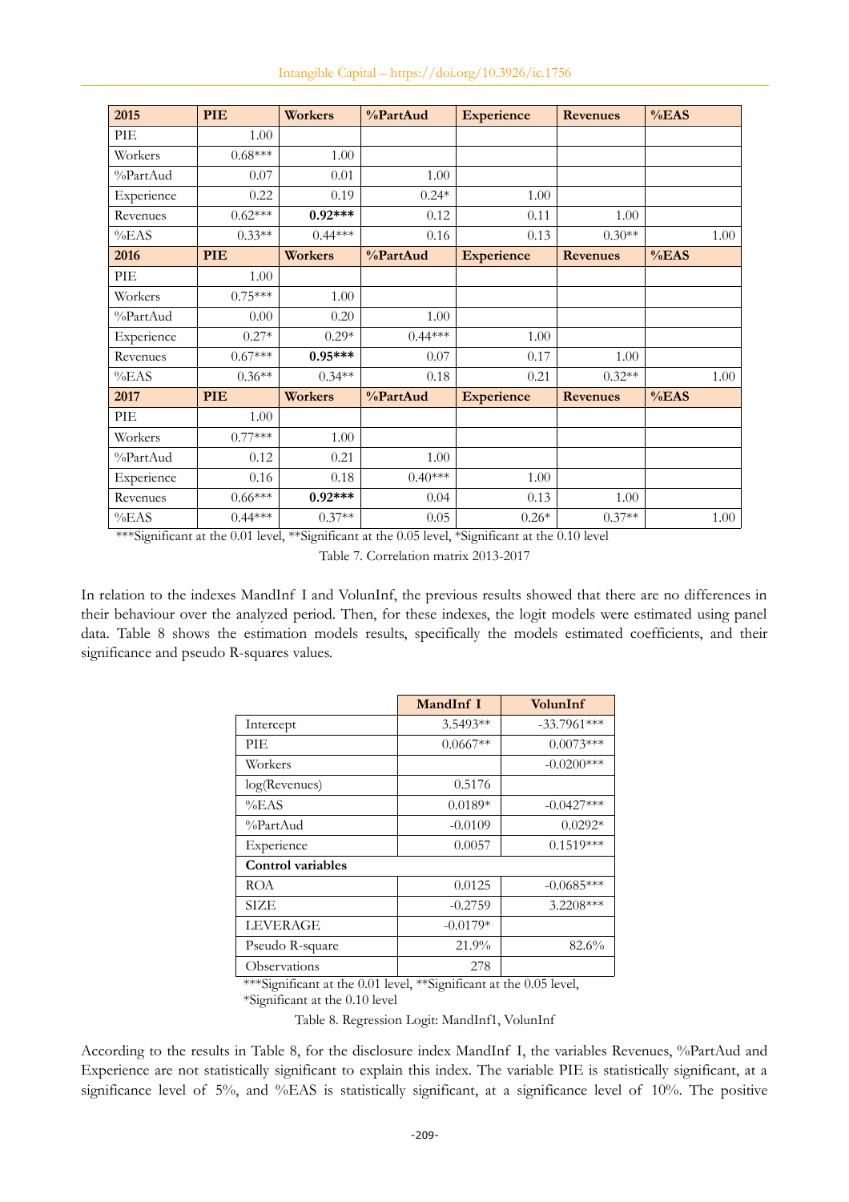| 2015 | PIE | Workers | %PartAud | Experience | Revenues | %EAS |
|---|---|---|---|---|---|---|
| PIE | 1.00 | | | | | |
| Workers | 0.68*** | 1.00 | | | | |
| %PartAud | 0.07 | 0.01 | 1.00 | | | |
| Experience | 0.22 | 0.19 | 0.24* | 1.00 | | |
| Revenues | 0.62*** | **0.92*** ** | 0.12 | 0.11 | 1.00 | |
| %EAS | 0.33** | 0.44*** | 0.16 | 0.13 | 0.30** | 1.00 |
| **2016** | **PIE** | **Workers** | **%PartAud** | **Experience** | **Revenues** | **%EAS** |
| PIE | 1.00 | | | | | |
| Workers | 0.75*** | 1.00 | | | | |
| %PartAud | 0.00 | 0.20 | 1.00 | | | |
| Experience | 0.27* | 0.29* | 0.44*** | 1.00 | | |
| Revenues | 0.67*** | **0.95*** ** | 0.07 | 0.17 | 1.00 | |
| %EAS | 0.36** | 0.34** | 0.18 | 0.21 | 0.32** | 1.00 |
| **2017** | **PIE** | **Workers** | **%PartAud** | **Experience** | **Revenues** | **%EAS** |
| PIE | 1.00 | | | | | |
| Workers | 0.77*** | 1.00 | | | | |
| %PartAud | 0.12 | 0.21 | 1.00 | | | |
| Experience | 0.16 | 0.18 | 0.40*** | 1.00 | | |
| Revenues | 0.66*** | **0.92*** ** | 0.04 | 0.13 | 1.00 | |
| %EAS | 0.44*** | 0.37** | 0.05 | 0.26* | 0.37** | 1.00 |

***Significant at the 0.01 level, **Significant at the 0.05 level, *Significant at the 0.10 level

Table 7. Correlation matrix 2013-2017

In relation to the indexes MandInf I and VolunInf, the previous results showed that there are no differences in their behaviour over the analyzed period. Then, for these indexes, the logit models were estimated using panel data. Table 8 shows the estimation models results, specifically the models estimated coefficients, and their significance and pseudo R-squares values.

| | MandInf I | VolunInf |
|---|---|---|
| Intercept | 3.5493** | -33.7961*** |
| PIE | 0.0667** | 0.0073*** |
| Workers | | -0.0200*** |
| log(Revenues) | 0.5176 | |
| %EAS | 0.0189* | -0.0427*** |
| %PartAud | -0.0109 | 0.0292* |
| Experience | 0.0057 | 0.1519*** |
| **Control variables** | | |
| ROA | 0.0125 | -0.0685*** |
| SIZE | -0.2759 | 3.2208*** |
| LEVERAGE | -0.0179* | |
| Pseudo R-square | 21.9% | 82.6% |
| Observations | 278 | |

***Significant at the 0.01 level, **Significant at the 0.05 level, *Significant at the 0.10 level

Table 8. Regression Logit: MandInf1, VolunInf

According to the results in Table 8, for the disclosure index MandInf I, the variables Revenues, %PartAud and Experience are not statistically significant to explain this index. The variable PIE is statistically significant, at a significance level of 5%, and %EAS is statistically significant, at a significance level of 10%. The positive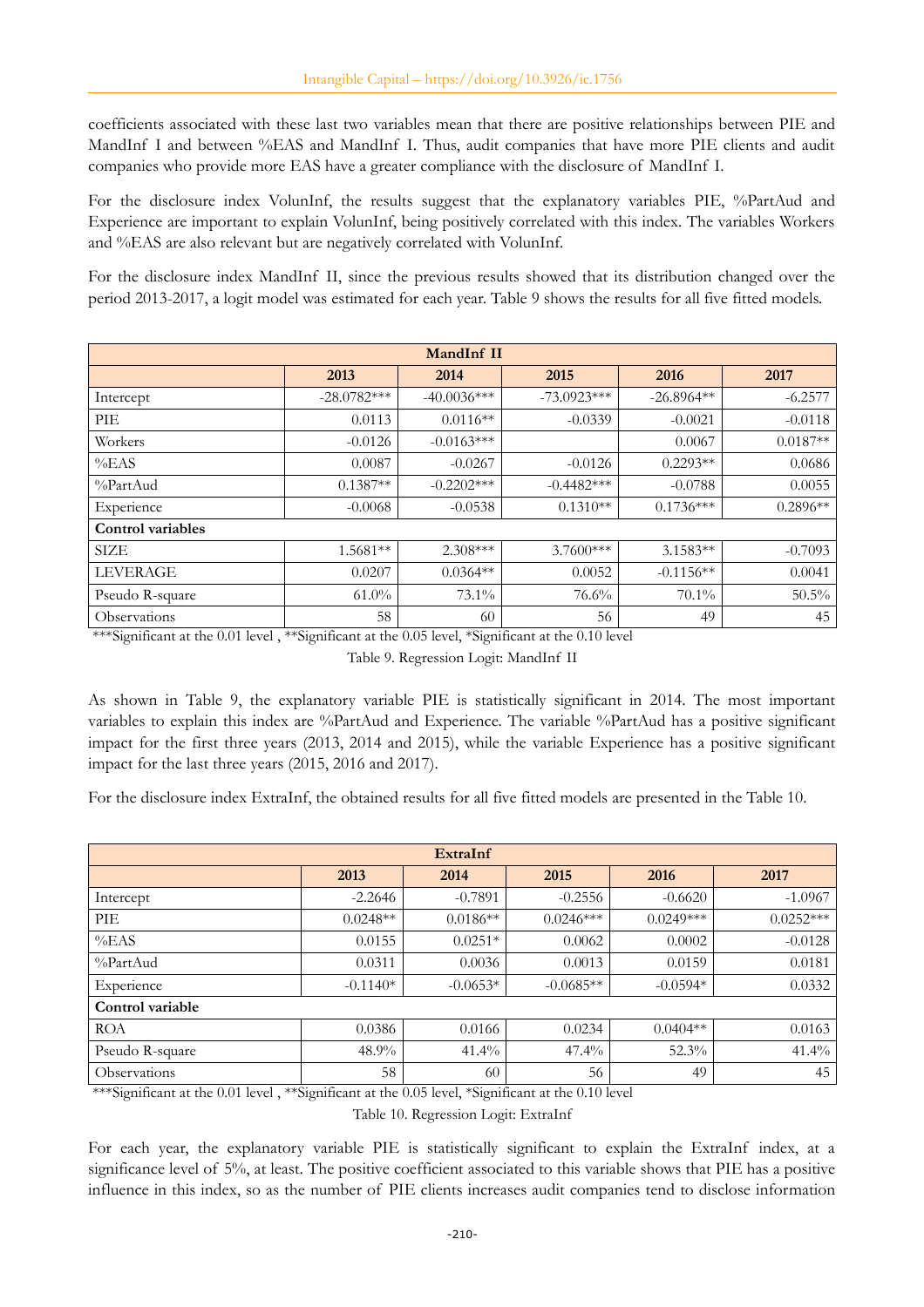coefficients associated with these last two variables mean that there are positive relationships between PIE and MandInf I and between %EAS and MandInf I. Thus, audit companies that have more PIE clients and audit companies who provide more EAS have a greater compliance with the disclosure of MandInf I.

For the disclosure index VolunInf, the results suggest that the explanatory variables PIE, %PartAud and Experience are important to explain VolunInf, being positively correlated with this index. The variables Workers and %EAS are also relevant but are negatively correlated with VolunInf.

For the disclosure index MandInf II, since the previous results showed that its distribution changed over the period 2013-2017, a logit model was estimated for each year. Table 9 shows the results for all five fitted models.

| **MandInf II** | | | | | |
|---|---|---|---|---|---|
| | **2013** | **2014** | **2015** | **2016** | **2017** |
| Intercept | -28.0782*** | -40.0036*** | -73.0923*** | -26.8964** | -6.2577 |
| PIE | 0.0113 | 0.0116** | -0.0339 | -0.0021 | -0.0118 |
| Workers | -0.0126 | -0.0163*** | | 0.0067 | 0.0187** |
| %EAS | 0.0087 | -0.0267 | -0.0126 | 0.2293** | 0.0686 |
| %PartAud | 0.1387** | -0.2202*** | -0.4482*** | -0.0788 | 0.0055 |
| Experience | -0.0068 | -0.0538 | 0.1310** | 0.1736*** | 0.2896** |
| **Control variables** | | | | | |
| SIZE | 1.5681** | 2.308*** | 3.7600*** | 3.1583** | -0.7093 |
| LEVERAGE | 0.0207 | 0.0364** | 0.0052 | -0.1156** | 0.0041 |
| Pseudo R-square | 61.0% | 73.1% | 76.6% | 70.1% | 50.5% |
| Observations | 58 | 60 | 56 | 49 | 45 |

***Significant at the 0.01 level , **Significant at the 0.05 level, *Significant at the 0.10 level

Table 9. Regression Logit: MandInf II

As shown in Table 9, the explanatory variable PIE is statistically significant in 2014. The most important variables to explain this index are %PartAud and Experience. The variable %PartAud has a positive significant impact for the first three years (2013, 2014 and 2015), while the variable Experience has a positive significant impact for the last three years (2015, 2016 and 2017).

For the disclosure index ExtraInf, the obtained results for all five fitted models are presented in the Table 10.

| **ExtraInf** | | | | | |
|---|---|---|---|---|---|
| | **2013** | **2014** | **2015** | **2016** | **2017** |
| Intercept | -2.2646 | -0.7891 | -0.2556 | -0.6620 | -1.0967 |
| PIE | 0.0248** | 0.0186** | 0.0246*** | 0.0249*** | 0.0252*** |
| %EAS | 0.0155 | 0.0251* | 0.0062 | 0.0002 | -0.0128 |
| %PartAud | 0.0311 | 0.0036 | 0.0013 | 0.0159 | 0.0181 |
| Experience | -0.1140* | -0.0653* | -0.0685** | -0.0594* | 0.0332 |
| **Control variable** | | | | | |
| ROA | 0.0386 | 0.0166 | 0.0234 | 0.0404** | 0.0163 |
| Pseudo R-square | 48.9% | 41.4% | 47.4% | 52.3% | 41.4% |
| Observations | 58 | 60 | 56 | 49 | 45 |

***Significant at the 0.01 level , **Significant at the 0.05 level, *Significant at the 0.10 level

Table 10. Regression Logit: ExtraInf

For each year, the explanatory variable PIE is statistically significant to explain the ExtraInf index, at a significance level of 5%, at least. The positive coefficient associated to this variable shows that PIE has a positive influence in this index, so as the number of PIE clients increases audit companies tend to disclose information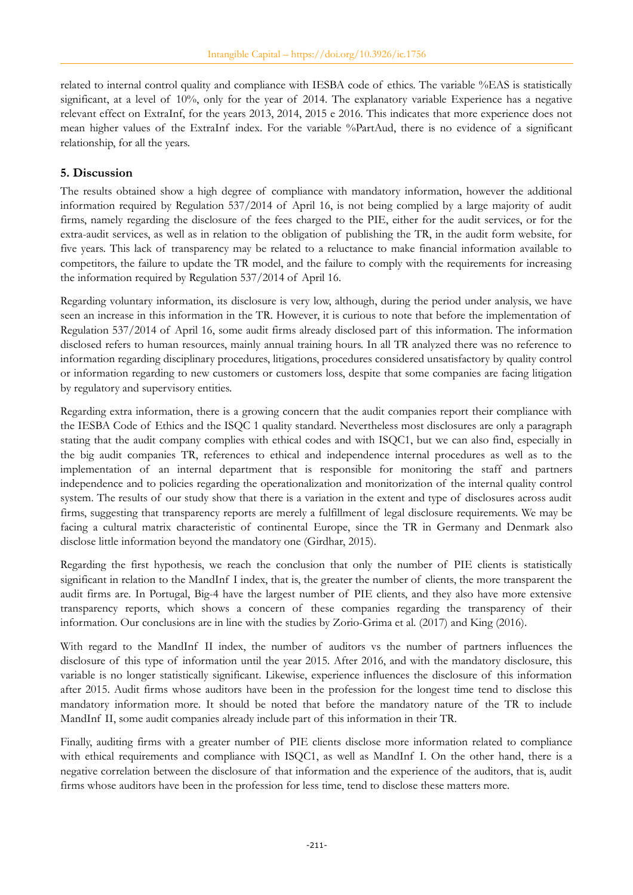related to internal control quality and compliance with IESBA code of ethics. The variable %EAS is statistically significant, at a level of 10%, only for the year of 2014. The explanatory variable Experience has a negative relevant effect on ExtraInf, for the years 2013, 2014, 2015 e 2016. This indicates that more experience does not mean higher values of the ExtraInf index. For the variable %PartAud, there is no evidence of a significant relationship, for all the years.

## 5. Discussion

The results obtained show a high degree of compliance with mandatory information, however the additional information required by Regulation 537/2014 of April 16, is not being complied by a large majority of audit firms, namely regarding the disclosure of the fees charged to the PIE, either for the audit services, or for the extra-audit services, as well as in relation to the obligation of publishing the TR, in the audit form website, for five years. This lack of transparency may be related to a reluctance to make financial information available to competitors, the failure to update the TR model, and the failure to comply with the requirements for increasing the information required by Regulation 537/2014 of April 16.

Regarding voluntary information, its disclosure is very low, although, during the period under analysis, we have seen an increase in this information in the TR. However, it is curious to note that before the implementation of Regulation 537/2014 of April 16, some audit firms already disclosed part of this information. The information disclosed refers to human resources, mainly annual training hours. In all TR analyzed there was no reference to information regarding disciplinary procedures, litigations, procedures considered unsatisfactory by quality control or information regarding to new customers or customers loss, despite that some companies are facing litigation by regulatory and supervisory entities.

Regarding extra information, there is a growing concern that the audit companies report their compliance with the IESBA Code of Ethics and the ISQC 1 quality standard. Nevertheless most disclosures are only a paragraph stating that the audit company complies with ethical codes and with ISQC1, but we can also find, especially in the big audit companies TR, references to ethical and independence internal procedures as well as to the implementation of an internal department that is responsible for monitoring the staff and partners independence and to policies regarding the operationalization and monitorization of the internal quality control system. The results of our study show that there is a variation in the extent and type of disclosures across audit firms, suggesting that transparency reports are merely a fulfillment of legal disclosure requirements. We may be facing a cultural matrix characteristic of continental Europe, since the TR in Germany and Denmark also disclose little information beyond the mandatory one (Girdhar, 2015).

Regarding the first hypothesis, we reach the conclusion that only the number of PIE clients is statistically significant in relation to the MandInf I index, that is, the greater the number of clients, the more transparent the audit firms are. In Portugal, Big-4 have the largest number of PIE clients, and they also have more extensive transparency reports, which shows a concern of these companies regarding the transparency of their information. Our conclusions are in line with the studies by Zorio-Grima et al. (2017) and King (2016).

With regard to the MandInf II index, the number of auditors vs the number of partners influences the disclosure of this type of information until the year 2015. After 2016, and with the mandatory disclosure, this variable is no longer statistically significant. Likewise, experience influences the disclosure of this information after 2015. Audit firms whose auditors have been in the profession for the longest time tend to disclose this mandatory information more. It should be noted that before the mandatory nature of the TR to include MandInf II, some audit companies already include part of this information in their TR.

Finally, auditing firms with a greater number of PIE clients disclose more information related to compliance with ethical requirements and compliance with ISQC1, as well as MandInf I. On the other hand, there is a negative correlation between the disclosure of that information and the experience of the auditors, that is, audit firms whose auditors have been in the profession for less time, tend to disclose these matters more.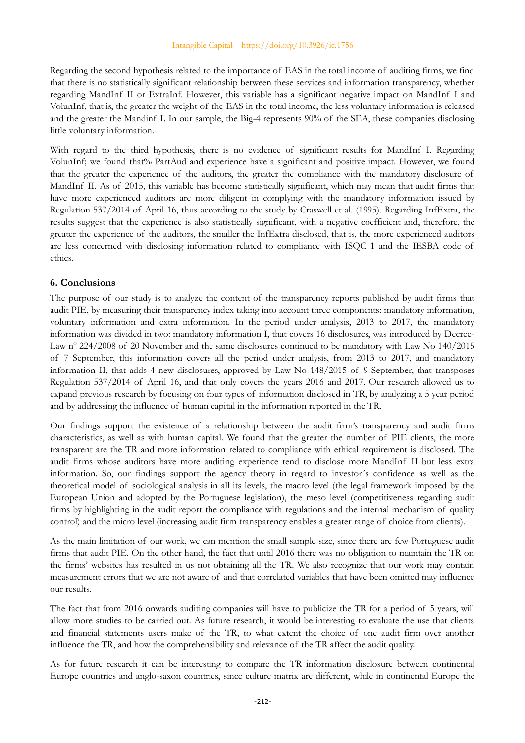Regarding the second hypothesis related to the importance of EAS in the total income of auditing firms, we find that there is no statistically significant relationship between these services and information transparency, whether regarding MandInf II or ExtraInf. However, this variable has a significant negative impact on MandInf I and VolunInf, that is, the greater the weight of the EAS in the total income, the less voluntary information is released and the greater the Mandinf I. In our sample, the Big-4 represents 90% of the SEA, these companies disclosing little voluntary information.

With regard to the third hypothesis, there is no evidence of significant results for MandInf I. Regarding VolunInf; we found that% PartAud and experience have a significant and positive impact. However, we found that the greater the experience of the auditors, the greater the compliance with the mandatory disclosure of MandInf II. As of 2015, this variable has become statistically significant, which may mean that audit firms that have more experienced auditors are more diligent in complying with the mandatory information issued by Regulation 537/2014 of April 16, thus according to the study by Craswell et al. (1995). Regarding InfExtra, the results suggest that the experience is also statistically significant, with a negative coefficient and, therefore, the greater the experience of the auditors, the smaller the InfExtra disclosed, that is, the more experienced auditors are less concerned with disclosing information related to compliance with ISQC 1 and the IESBA code of ethics.

## 6. Conclusions

The purpose of our study is to analyze the content of the transparency reports published by audit firms that audit PIE, by measuring their transparency index taking into account three components: mandatory information, voluntary information and extra information. In the period under analysis, 2013 to 2017, the mandatory information was divided in two: mandatory information I, that covers 16 disclosures, was introduced by Decree-Law nº 224/2008 of 20 November and the same disclosures continued to be mandatory with Law No 140/2015 of 7 September, this information covers all the period under analysis, from 2013 to 2017, and mandatory information II, that adds 4 new disclosures, approved by Law No 148/2015 of 9 September, that transposes Regulation 537/2014 of April 16, and that only covers the years 2016 and 2017. Our research allowed us to expand previous research by focusing on four types of information disclosed in TR, by analyzing a 5 year period and by addressing the influence of human capital in the information reported in the TR.

Our findings support the existence of a relationship between the audit firm's transparency and audit firms characteristics, as well as with human capital. We found that the greater the number of PIE clients, the more transparent are the TR and more information related to compliance with ethical requirement is disclosed. The audit firms whose auditors have more auditing experience tend to disclose more MandInf II but less extra information. So, our findings support the agency theory in regard to investor´s confidence as well as the theoretical model of sociological analysis in all its levels, the macro level (the legal framework imposed by the European Union and adopted by the Portuguese legislation), the meso level (competitiveness regarding audit firms by highlighting in the audit report the compliance with regulations and the internal mechanism of quality control) and the micro level (increasing audit firm transparency enables a greater range of choice from clients).

As the main limitation of our work, we can mention the small sample size, since there are few Portuguese audit firms that audit PIE. On the other hand, the fact that until 2016 there was no obligation to maintain the TR on the firms' websites has resulted in us not obtaining all the TR. We also recognize that our work may contain measurement errors that we are not aware of and that correlated variables that have been omitted may influence our results.

The fact that from 2016 onwards auditing companies will have to publicize the TR for a period of 5 years, will allow more studies to be carried out. As future research, it would be interesting to evaluate the use that clients and financial statements users make of the TR, to what extent the choice of one audit firm over another influence the TR, and how the comprehensibility and relevance of the TR affect the audit quality.

As for future research it can be interesting to compare the TR information disclosure between continental Europe countries and anglo-saxon countries, since culture matrix are different, while in continental Europe the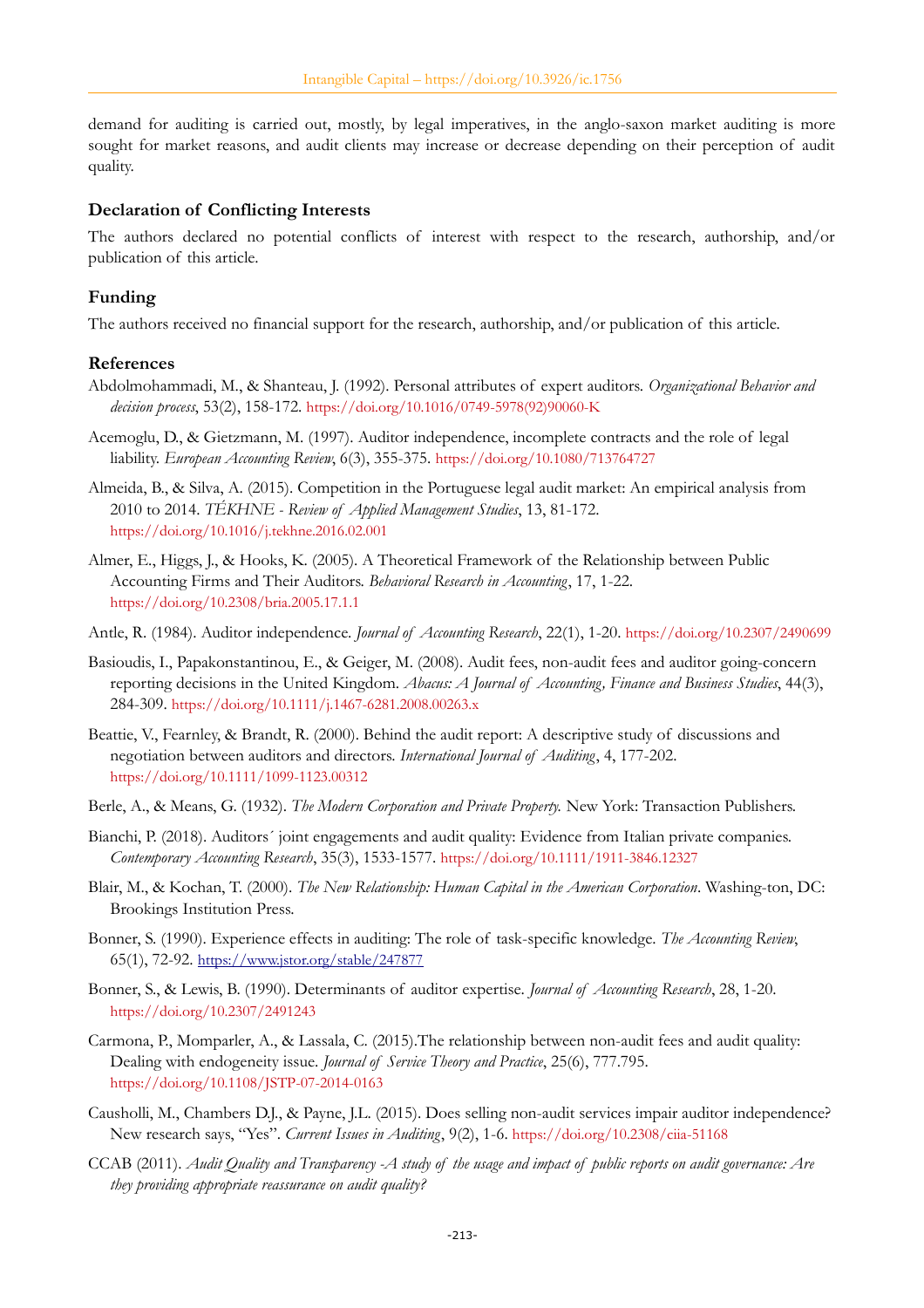demand for auditing is carried out, mostly, by legal imperatives, in the anglo-saxon market auditing is more sought for market reasons, and audit clients may increase or decrease depending on their perception of audit quality.

## Declaration of Conflicting Interests

The authors declared no potential conflicts of interest with respect to the research, authorship, and/or publication of this article.

## Funding

The authors received no financial support for the research, authorship, and/or publication of this article.

## References

Abdolmohammadi, M., & Shanteau, J. (1992). Personal attributes of expert auditors. *Organizational Behavior and decision process*, 53(2), 158-172. https://doi.org/10.1016/0749-5978(92)90060-K

Acemoglu, D., & Gietzmann, M. (1997). Auditor independence, incomplete contracts and the role of legal liability. *European Accounting Review*, 6(3), 355-375. https://doi.org/10.1080/713764727

Almeida, B., & Silva, A. (2015). Competition in the Portuguese legal audit market: An empirical analysis from 2010 to 2014. *TÉKHNE - Review of Applied Management Studies*, 13, 81-172. https://doi.org/10.1016/j.tekhne.2016.02.001

Almer, E., Higgs, J., & Hooks, K. (2005). A Theoretical Framework of the Relationship between Public Accounting Firms and Their Auditors. *Behavioral Research in Accounting*, 17, 1-22. https://doi.org/10.2308/bria.2005.17.1.1

Antle, R. (1984). Auditor independence. *Journal of Accounting Research*, 22(1), 1-20. https://doi.org/10.2307/2490699

Basioudis, I., Papakonstantinou, E., & Geiger, M. (2008). Audit fees, non-audit fees and auditor going-concern reporting decisions in the United Kingdom. *Abacus: A Journal of Accounting, Finance and Business Studies*, 44(3), 284-309. https://doi.org/10.1111/j.1467-6281.2008.00263.x

Beattie, V., Fearnley, & Brandt, R. (2000). Behind the audit report: A descriptive study of discussions and negotiation between auditors and directors. *International Journal of Auditing*, 4, 177-202. https://doi.org/10.1111/1099-1123.00312

Berle, A., & Means, G. (1932). *The Modern Corporation and Private Property.* New York: Transaction Publishers.

Bianchi, P. (2018). Auditors´ joint engagements and audit quality: Evidence from Italian private companies. *Contemporary Accounting Research*, 35(3), 1533-1577. https://doi.org/10.1111/1911-3846.12327

Blair, M., & Kochan, T. (2000). *The New Relationship: Human Capital in the American Corporation*. Washing-ton, DC: Brookings Institution Press.

Bonner, S. (1990). Experience effects in auditing: The role of task-specific knowledge. *The Accounting Review*, 65(1), 72-92. https://www.jstor.org/stable/247877

Bonner, S., & Lewis, B. (1990). Determinants of auditor expertise. *Journal of Accounting Research*, 28, 1-20. https://doi.org/10.2307/2491243

Carmona, P., Momparler, A., & Lassala, C. (2015).The relationship between non-audit fees and audit quality: Dealing with endogeneity issue. *Journal of Service Theory and Practice*, 25(6), 777.795. https://doi.org/10.1108/JSTP-07-2014-0163

Causholli, M., Chambers D.J., & Payne, J.L. (2015). Does selling non-audit services impair auditor independence? New research says, "Yes". *Current Issues in Auditing*, 9(2), 1-6. https://doi.org/10.2308/ciia-51168

CCAB (2011). *Audit Quality and Transparency -A study of the usage and impact of public reports on audit governance: Are they providing appropriate reassurance on audit quality?*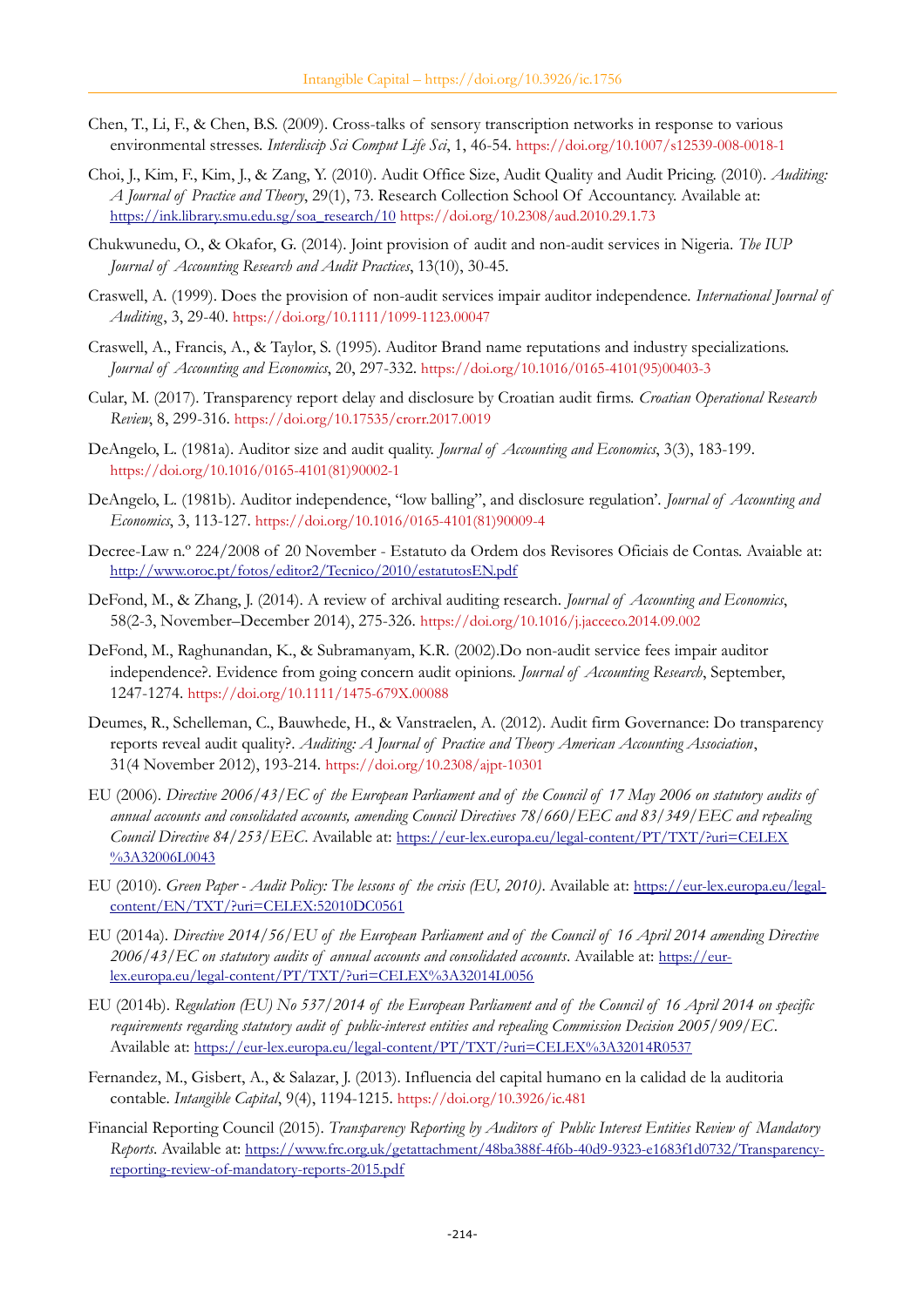Chen, T., Li, F., & Chen, B.S. (2009). Cross-talks of sensory transcription networks in response to various environmental stresses. *Interdiscip Sci Comput Life Sci*, 1, 46-54. https://doi.org/10.1007/s12539-008-0018-1

Choi, J., Kim, F., Kim, J., & Zang, Y. (2010). Audit Office Size, Audit Quality and Audit Pricing. (2010). *Auditing: A Journal of Practice and Theory*, 29(1), 73. Research Collection School Of Accountancy. Available at: https://ink.library.smu.edu.sg/soa_research/10 https://doi.org/10.2308/aud.2010.29.1.73

Chukwunedu, O., & Okafor, G. (2014). Joint provision of audit and non-audit services in Nigeria. *The IUP Journal of Accounting Research and Audit Practices*, 13(10), 30-45.

Craswell, A. (1999). Does the provision of non-audit services impair auditor independence. *International Journal of Auditing*, 3, 29-40. https://doi.org/10.1111/1099-1123.00047

Craswell, A., Francis, A., & Taylor, S. (1995). Auditor Brand name reputations and industry specializations. *Journal of Accounting and Economics*, 20, 297-332. https://doi.org/10.1016/0165-4101(95)00403-3

Cular, M. (2017). Transparency report delay and disclosure by Croatian audit firms. *Croatian Operational Research Review*, 8, 299-316. https://doi.org/10.17535/crorr.2017.0019

DeAngelo, L. (1981a). Auditor size and audit quality. *Journal of Accounting and Economics*, 3(3), 183-199. https://doi.org/10.1016/0165-4101(81)90002-1

DeAngelo, L. (1981b). Auditor independence, "low balling", and disclosure regulation'. *Journal of Accounting and Economics*, 3, 113-127. https://doi.org/10.1016/0165-4101(81)90009-4

Decree-Law n.º 224/2008 of 20 November - Estatuto da Ordem dos Revisores Oficiais de Contas. Avaiable at: http://www.oroc.pt/fotos/editor2/Tecnico/2010/estatutosEN.pdf

DeFond, M., & Zhang, J. (2014). A review of archival auditing research. *Journal of Accounting and Economics*, 58(2-3, November–December 2014), 275-326. https://doi.org/10.1016/j.jacceco.2014.09.002

DeFond, M., Raghunandan, K., & Subramanyam, K.R. (2002).Do non-audit service fees impair auditor independence?. Evidence from going concern audit opinions. *Journal of Accounting Research*, September, 1247-1274. https://doi.org/10.1111/1475-679X.00088

Deumes, R., Schelleman, C., Bauwhede, H., & Vanstraelen, A. (2012). Audit firm Governance: Do transparency reports reveal audit quality?. *Auditing: A Journal of Practice and Theory American Accounting Association*, 31(4 November 2012), 193-214. https://doi.org/10.2308/ajpt-10301

EU (2006). *Directive 2006/43/EC of the European Parliament and of the Council of 17 May 2006 on statutory audits of annual accounts and consolidated accounts, amending Council Directives 78/660/EEC and 83/349/EEC and repealing Council Directive 84/253/EEC*. Available at: https://eur-lex.europa.eu/legal-content/PT/TXT/?uri=CELEX%3A32006L0043

EU (2010). *Green Paper - Audit Policy: The lessons of the crisis (EU, 2010)*. Available at: https://eur-lex.europa.eu/legal-content/EN/TXT/?uri=CELEX:52010DC0561

EU (2014a). *Directive 2014/56/EU of the European Parliament and of the Council of 16 April 2014 amending Directive 2006/43/EC on statutory audits of annual accounts and consolidated accounts*. Available at: https://eur-lex.europa.eu/legal-content/PT/TXT/?uri=CELEX%3A32014L0056

EU (2014b). *Regulation (EU) No 537/2014 of the European Parliament and of the Council of 16 April 2014 on specific requirements regarding statutory audit of public-interest entities and repealing Commission Decision 2005/909/EC*. Available at: https://eur-lex.europa.eu/legal-content/PT/TXT/?uri=CELEX%3A32014R0537

Fernandez, M., Gisbert, A., & Salazar, J. (2013). Influencia del capital humano en la calidad de la auditoria contable. *Intangible Capital*, 9(4), 1194-1215. https://doi.org/10.3926/ic.481

Financial Reporting Council (2015). *Transparency Reporting by Auditors of Public Interest Entities Review of Mandatory Reports*. Available at: https://www.frc.org.uk/getattachment/48ba388f-4f6b-40d9-9323-e1683f1d0732/Transparency-reporting-review-of-mandatory-reports-2015.pdf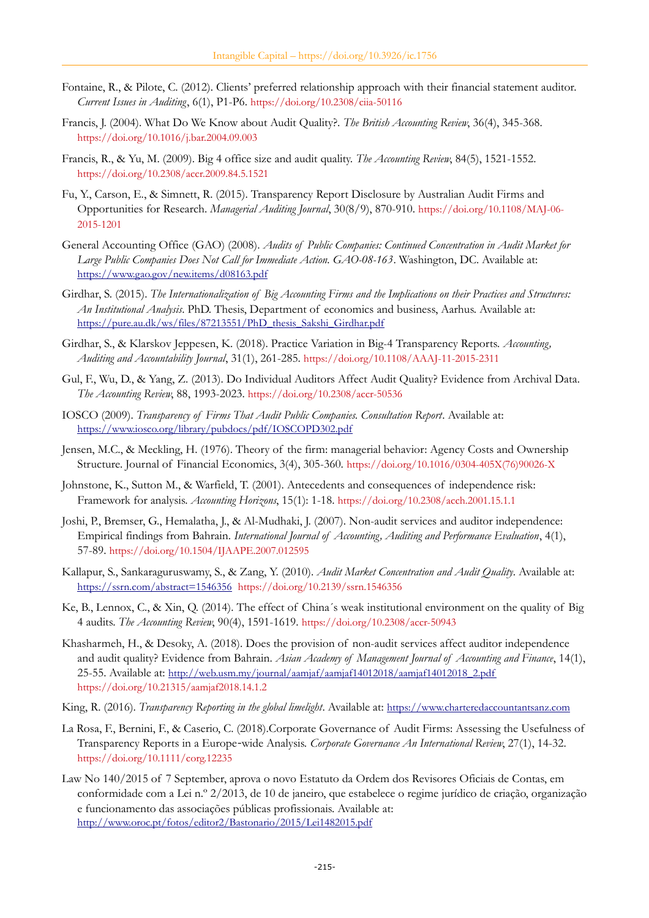Fontaine, R., & Pilote, C. (2012). Clients' preferred relationship approach with their financial statement auditor. *Current Issues in Auditing*, 6(1), P1-P6. https://doi.org/10.2308/ciia-50116

Francis, J. (2004). What Do We Know about Audit Quality?. *The British Accounting Review*, 36(4), 345-368. https://doi.org/10.1016/j.bar.2004.09.003

Francis, R., & Yu, M. (2009). Big 4 office size and audit quality. *The Accounting Review*, 84(5), 1521-1552. https://doi.org/10.2308/accr.2009.84.5.1521

Fu, Y., Carson, E., & Simnett, R. (2015). Transparency Report Disclosure by Australian Audit Firms and Opportunities for Research. *Managerial Auditing Journal*, 30(8/9), 870-910. https://doi.org/10.1108/MAJ-06-2015-1201

General Accounting Office (GAO) (2008). *Audits of Public Companies: Continued Concentration in Audit Market for Large Public Companies Does Not Call for Immediate Action. GAO-08-163*. Washington, DC. Available at: https://www.gao.gov/new.items/d08163.pdf

Girdhar, S. (2015). *The Internationalization of Big Accounting Firms and the Implications on their Practices and Structures: An Institutional Analysis*. PhD. Thesis, Department of economics and business, Aarhus. Available at: https://pure.au.dk/ws/files/87213551/PhD_thesis_Sakshi_Girdhar.pdf

Girdhar, S., & Klarskov Jeppesen, K. (2018). Practice Variation in Big-4 Transparency Reports. *Accounting, Auditing and Accountability Journal*, 31(1), 261-285. https://doi.org/10.1108/AAAJ-11-2015-2311

Gul, F., Wu, D., & Yang, Z. (2013). Do Individual Auditors Affect Audit Quality? Evidence from Archival Data. *The Accounting Review*, 88, 1993-2023. https://doi.org/10.2308/accr-50536

IOSCO (2009). *Transparency of Firms That Audit Public Companies. Consultation Report*. Available at: https://www.iosco.org/library/pubdocs/pdf/IOSCOPD302.pdf

Jensen, M.C., & Meckling, H. (1976). Theory of the firm: managerial behavior: Agency Costs and Ownership Structure. Journal of Financial Economics, 3(4), 305-360. https://doi.org/10.1016/0304-405X(76)90026-X

Johnstone, K., Sutton M., & Warfield, T. (2001). Antecedents and consequences of independence risk: Framework for analysis. *Accounting Horizons*, 15(1): 1-18. https://doi.org/10.2308/acch.2001.15.1.1

Joshi, P., Bremser, G., Hemalatha, J., & Al-Mudhaki, J. (2007). Non-audit services and auditor independence: Empirical findings from Bahrain. *International Journal of Accounting, Auditing and Performance Evaluation*, 4(1), 57-89. https://doi.org/10.1504/IJAAPE.2007.012595

Kallapur, S., Sankaraguruswamy, S., & Zang, Y. (2010). *Audit Market Concentration and Audit Quality*. Available at: https://ssrn.com/abstract=1546356 https://doi.org/10.2139/ssrn.1546356

Ke, B., Lennox, C., & Xin, Q. (2014). The effect of China´s weak institutional environment on the quality of Big 4 audits. *The Accounting Review*, 90(4), 1591-1619. https://doi.org/10.2308/accr-50943

Khasharmeh, H., & Desoky, A. (2018). Does the provision of non-audit services affect auditor independence and audit quality? Evidence from Bahrain. *Asian Academy of Management Journal of Accounting and Finance*, 14(1), 25-55. Available at: http://web.usm.my/journal/aamjaf/aamjaf14012018/aamjaf14012018_2.pdf https://doi.org/10.21315/aamjaf2018.14.1.2

King, R. (2016). *Transparency Reporting in the global limelight*. Available at: https://www.charteredaccountantsanz.com

La Rosa, F., Bernini, F., & Caserio, C. (2018).Corporate Governance of Audit Firms: Assessing the Usefulness of Transparency Reports in a Europe-wide Analysis. *Corporate Governance An International Review*, 27(1), 14-32. https://doi.org/10.1111/corg.12235

Law No 140/2015 of 7 September, aprova o novo Estatuto da Ordem dos Revisores Oficiais de Contas, em conformidade com a Lei n.º 2/2013, de 10 de janeiro, que estabelece o regime jurídico de criação, organização e funcionamento das associações públicas profissionais. Available at: http://www.oroc.pt/fotos/editor2/Bastonario/2015/Lei1482015.pdf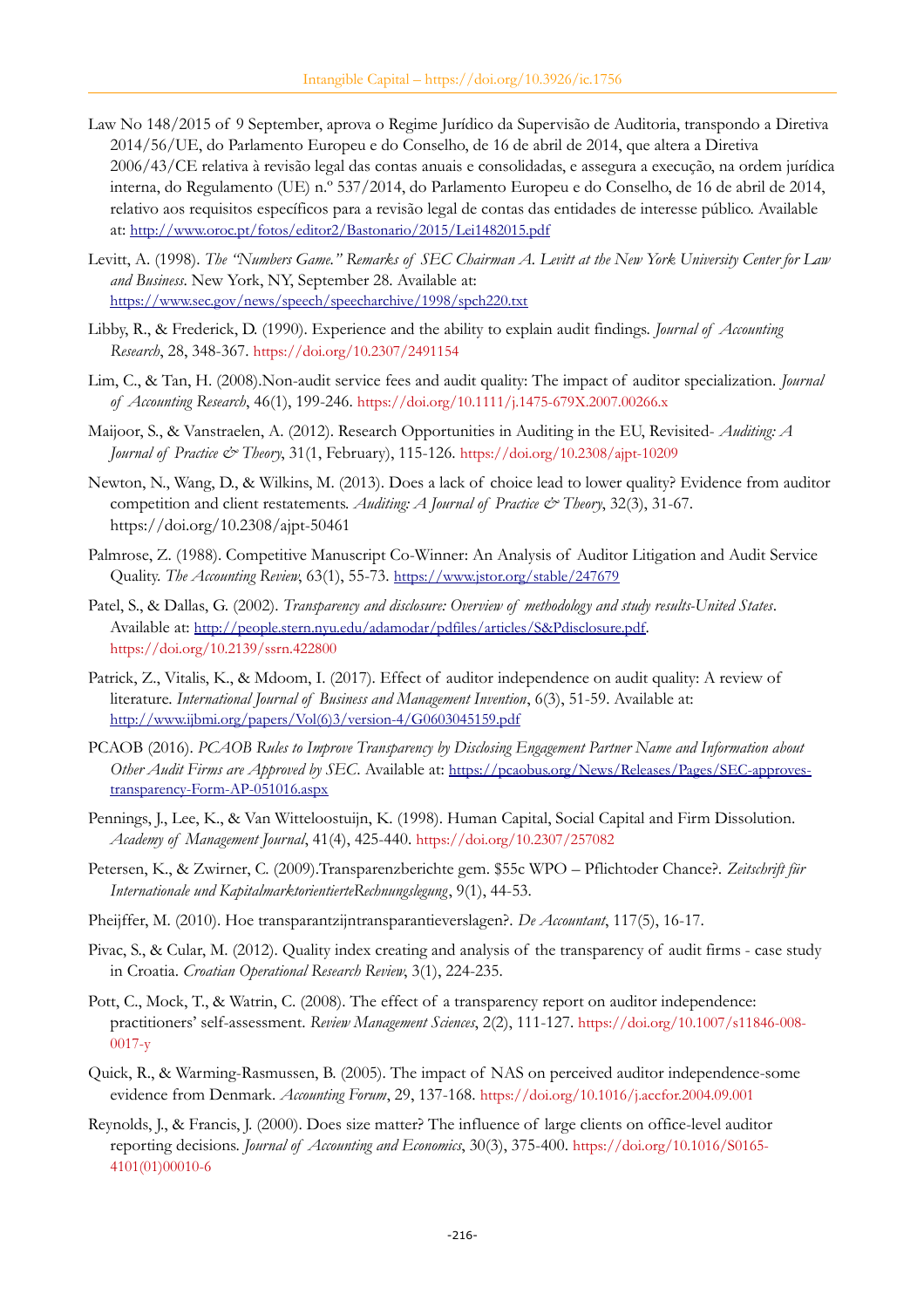Law No 148/2015 of 9 September, aprova o Regime Jurídico da Supervisão de Auditoria, transpondo a Diretiva 2014/56/UE, do Parlamento Europeu e do Conselho, de 16 de abril de 2014, que altera a Diretiva 2006/43/CE relativa à revisão legal das contas anuais e consolidadas, e assegura a execução, na ordem jurídica interna, do Regulamento (UE) n.º 537/2014, do Parlamento Europeu e do Conselho, de 16 de abril de 2014, relativo aos requisitos específicos para a revisão legal de contas das entidades de interesse público. Available at: http://www.oroc.pt/fotos/editor2/Bastonario/2015/Lei1482015.pdf

Levitt, A. (1998). *The "Numbers Game." Remarks of SEC Chairman A. Levitt at the New York University Center for Law and Business*. New York, NY, September 28. Available at: https://www.sec.gov/news/speech/speecharchive/1998/spch220.txt

Libby, R., & Frederick, D. (1990). Experience and the ability to explain audit findings. *Journal of Accounting Research*, 28, 348-367. https://doi.org/10.2307/2491154

Lim, C., & Tan, H. (2008).Non-audit service fees and audit quality: The impact of auditor specialization. *Journal of Accounting Research*, 46(1), 199-246. https://doi.org/10.1111/j.1475-679X.2007.00266.x

Maijoor, S., & Vanstraelen, A. (2012). Research Opportunities in Auditing in the EU, Revisited- *Auditing: A Journal of Practice & Theory*, 31(1, February), 115-126. https://doi.org/10.2308/ajpt-10209

Newton, N., Wang, D., & Wilkins, M. (2013). Does a lack of choice lead to lower quality? Evidence from auditor competition and client restatements. *Auditing: A Journal of Practice & Theory*, 32(3), 31-67. https://doi.org/10.2308/ajpt-50461

Palmrose, Z. (1988). Competitive Manuscript Co-Winner: An Analysis of Auditor Litigation and Audit Service Quality. *The Accounting Review*, 63(1), 55-73. https://www.jstor.org/stable/247679

Patel, S., & Dallas, G. (2002). *Transparency and disclosure: Overview of methodology and study results-United States*. Available at: http://people.stern.nyu.edu/adamodar/pdfiles/articles/S&Pdisclosure.pdf. https://doi.org/10.2139/ssrn.422800

Patrick, Z., Vitalis, K., & Mdoom, I. (2017). Effect of auditor independence on audit quality: A review of literature. *International Journal of Business and Management Invention*, 6(3), 51-59. Available at: http://www.ijbmi.org/papers/Vol(6)3/version-4/G0603045159.pdf

PCAOB (2016). *PCAOB Rules to Improve Transparency by Disclosing Engagement Partner Name and Information about Other Audit Firms are Approved by SEC*. Available at: https://pcaobus.org/News/Releases/Pages/SEC-approves-transparency-Form-AP-051016.aspx

Pennings, J., Lee, K., & Van Witteloostuijn, K. (1998). Human Capital, Social Capital and Firm Dissolution. *Academy of Management Journal*, 41(4), 425-440. https://doi.org/10.2307/257082

Petersen, K., & Zwirner, C. (2009).Transparenzberichte gem. $55c WPO – Pflichtoder Chance?. *Zeitschrift für Internationale und KapitalmarktorientierteRechnungslegung*, 9(1), 44-53.

Pheijffer, M. (2010). Hoe transparantzijntransparantieverslagen?. *De Accountant*, 117(5), 16-17.

Pivac, S., & Cular, M. (2012). Quality index creating and analysis of the transparency of audit firms - case study in Croatia. *Croatian Operational Research Review*, 3(1), 224-235.

Pott, C., Mock, T., & Watrin, C. (2008). The effect of a transparency report on auditor independence: practitioners' self-assessment. *Review Management Sciences*, 2(2), 111-127. https://doi.org/10.1007/s11846-008-0017-y

Quick, R., & Warming-Rasmussen, B. (2005). The impact of NAS on perceived auditor independence-some evidence from Denmark. *Accounting Forum*, 29, 137-168. https://doi.org/10.1016/j.accfor.2004.09.001

Reynolds, J., & Francis, J. (2000). Does size matter? The influence of large clients on office-level auditor reporting decisions. *Journal of Accounting and Economics*, 30(3), 375-400. https://doi.org/10.1016/S0165-4101(01)00010-6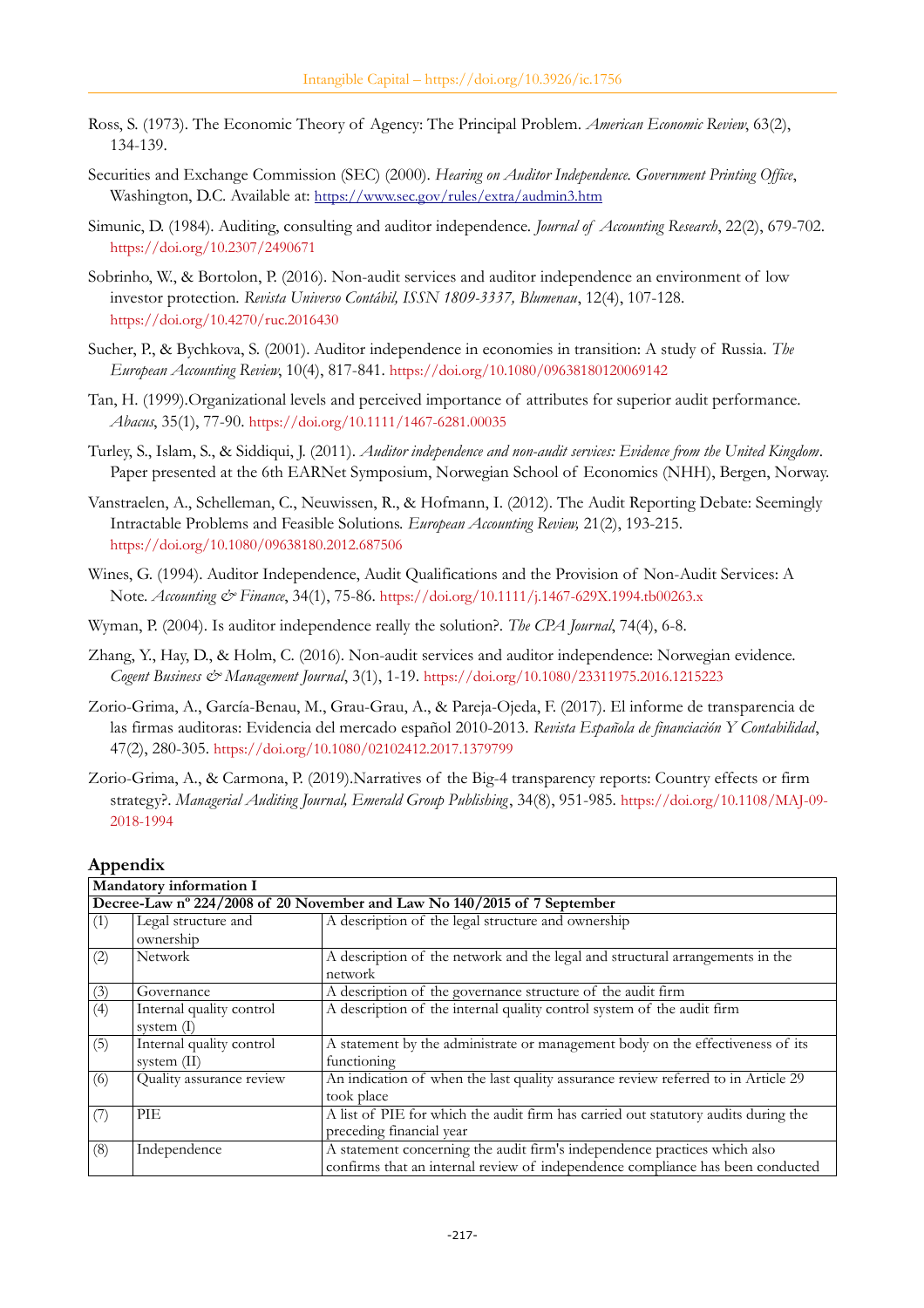Ross, S. (1973). The Economic Theory of Agency: The Principal Problem. *American Economic Review*, 63(2), 134-139.

Securities and Exchange Commission (SEC) (2000). *Hearing on Auditor Independence. Government Printing Office*, Washington, D.C. Available at: https://www.sec.gov/rules/extra/admin3.htm

Simunic, D. (1984). Auditing, consulting and auditor independence. *Journal of Accounting Research*, 22(2), 679-702. https://doi.org/10.2307/2490671

Sobrinho, W., & Bortolon, P. (2016). Non-audit services and auditor independence an environment of low investor protection. *Revista Universo Contábil, ISSN 1809-3337, Blumenau*, 12(4), 107-128. https://doi.org/10.4270/ruc.2016430

Sucher, P., & Bychkova, S. (2001). Auditor independence in economies in transition: A study of Russia. *The European Accounting Review*, 10(4), 817-841. https://doi.org/10.1080/09638180120069142

Tan, H. (1999).Organizational levels and perceived importance of attributes for superior audit performance. *Abacus*, 35(1), 77-90. https://doi.org/10.1111/1467-6281.00035

Turley, S., Islam, S., & Siddiqui, J. (2011). *Auditor independence and non-audit services: Evidence from the United Kingdom*. Paper presented at the 6th EARNet Symposium, Norwegian School of Economics (NHH), Bergen, Norway.

Vanstraelen, A., Schelleman, C., Neuwissen, R., & Hofmann, I. (2012). The Audit Reporting Debate: Seemingly Intractable Problems and Feasible Solutions. *European Accounting Review,* 21(2), 193-215. https://doi.org/10.1080/09638180.2012.687506

Wines, G. (1994). Auditor Independence, Audit Qualifications and the Provision of Non-Audit Services: A Note. *Accounting & Finance*, 34(1), 75-86. https://doi.org/10.1111/j.1467-629X.1994.tb00263.x

Wyman, P. (2004). Is auditor independence really the solution?. *The CPA Journal*, 74(4), 6-8.

Zhang, Y., Hay, D., & Holm, C. (2016). Non-audit services and auditor independence: Norwegian evidence. *Cogent Business & Management Journal*, 3(1), 1-19. https://doi.org/10.1080/23311975.2016.1215223

Zorio-Grima, A., García-Benau, M., Grau-Grau, A., & Pareja-Ojeda, F. (2017). El informe de transparencia de las firmas auditoras: Evidencia del mercado español 2010-2013. *Revista Española de financiación Y Contabilidad*, 47(2), 280-305. https://doi.org/10.1080/02102412.2017.1379799

Zorio-Grima, A., & Carmona, P. (2019).Narratives of the Big-4 transparency reports: Country effects or firm strategy?. *Managerial Auditing Journal, Emerald Group Publishing*, 34(8), 951-985. https://doi.org/10.1108/MAJ-09-2018-1994

## Appendix

| **Mandatory information I** | | |
|---|---|---|
| **Decree-Law nº 224/2008 of 20 November and Law No 140/2015 of 7 September** | | |
| (1) | Legal structure and ownership | A description of the legal structure and ownership |
| (2) | Network | A description of the network and the legal and structural arrangements in the network |
| (3) | Governance | A description of the governance structure of the audit firm |
| (4) | Internal quality control system (I) | A description of the internal quality control system of the audit firm |
| (5) | Internal quality control system (II) | A statement by the administrate or management body on the effectiveness of its functioning |
| (6) | Quality assurance review | An indication of when the last quality assurance review referred to in Article 29 took place |
| (7) | PIE | A list of PIE for which the audit firm has carried out statutory audits during the preceding financial year |
| (8) | Independence | A statement concerning the audit firm's independence practices which also confirms that an internal review of independence compliance has been conducted |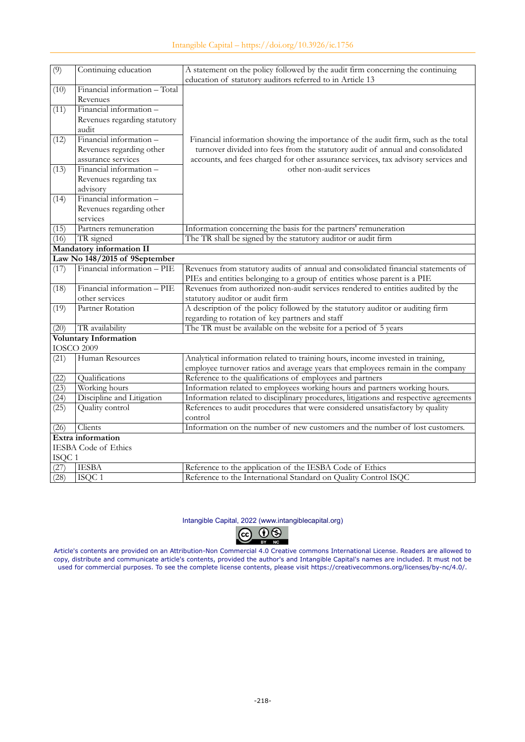| | | |
|---|---|---|
| (9) | Continuing education | A statement on the policy followed by the audit firm concerning the continuing education of statutory auditors referred to in Article 13 |
| (10) | Financial information – Total Revenues | Financial information showing the importance of the audit firm, such as the total turnover divided into fees from the statutory audit of annual and consolidated accounts, and fees charged for other assurance services, tax advisory services and other non-audit services |
| (11) | Financial information – Revenues regarding statutory audit | |
| (12) | Financial information – Revenues regarding other assurance services | |
| (13) | Financial information – Revenues regarding tax advisory | |
| (14) | Financial information – Revenues regarding other services | |
| (15) | Partners remuneration | Information concerning the basis for the partners' remuneration |
| (16) | TR signed | The TR shall be signed by the statutory auditor or audit firm |
| **Mandatory information II** | | |
| **Law No 148/2015 of 9September** | | |
| (17) | Financial information – PIE | Revenues from statutory audits of annual and consolidated financial statements of PIEs and entities belonging to a group of entities whose parent is a PIE |
| (18) | Financial information – PIE other services | Revenues from authorized non-audit services rendered to entities audited by the statutory auditor or audit firm |
| (19) | Partner Rotation | A description of the policy followed by the statutory auditor or auditing firm regarding to rotation of key partners and staff |
| (20) | TR availability | The TR must be available on the website for a period of 5 years |
| **Voluntary Information** IOSCO 2009 | | |
| (21) | Human Resources | Analytical information related to training hours, income invested in training, employee turnover ratios and average years that employees remain in the company |
| (22) | Qualifications | Reference to the qualifications of employees and partners |
| (23) | Working hours | Information related to employees working hours and partners working hours. |
| (24) | Discipline and Litigation | Information related to disciplinary procedures, litigations and respective agreements |
| (25) | Quality control | References to audit procedures that were considered unsatisfactory by quality control |
| (26) | Clients | Information on the number of new customers and the number of lost customers. |
| **Extra information** IESBA Code of Ethics ISQC 1 | | |
| (27) | IESBA | Reference to the application of the IESBA Code of Ethics |
| (28) | ISQC 1 | Reference to the International Standard on Quality Control ISQC |

Intangible Capital, 2022 (www.intangiblecapital.org)

Article's contents are provided on an Attribution-Non Commercial 4.0 Creative commons International License. Readers are allowed to copy, distribute and communicate article's contents, provided the author's and Intangible Capital's names are included. It must not be used for commercial purposes. To see the complete license contents, please visit https://creativecommons.org/licenses/by-nc/4.0/.